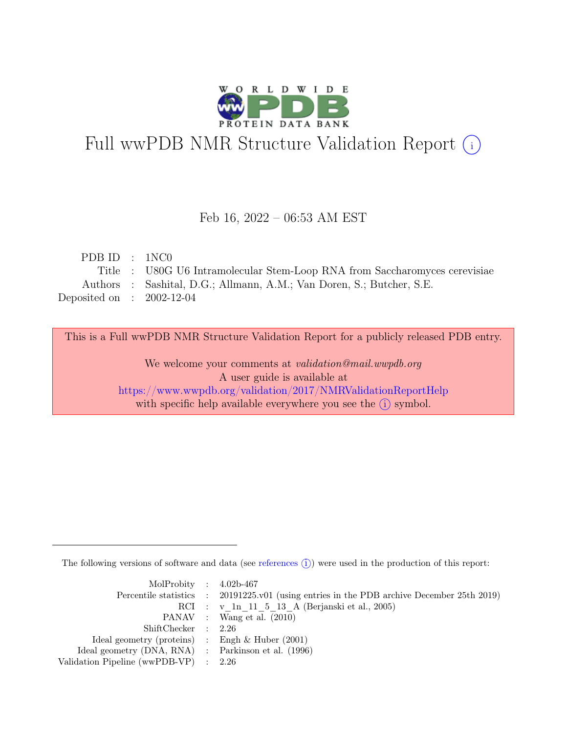# Full wwPDB NMR Structure Validation Report (i)

Feb 16, 2022 – 06:53 AM EST

| | | |
|---|---|---|
| PDB ID | : | 1NC0 |
| Title | : | U80G U6 Intramolecular Stem-Loop RNA from Saccharomyces cerevisiae |
| Authors | : | Sashital, D.G.; Allmann, A.M.; Van Doren, S.; Butcher, S.E. |
| Deposited on | : | 2002-12-04 |

This is a Full wwPDB NMR Structure Validation Report for a publicly released PDB entry.

We welcome your comments at *validation@mail.wwpdb.org*
A user guide is available at
https://www.wwpdb.org/validation/2017/NMRValidationReportHelp
with specific help available everywhere you see the (i) symbol.

The following versions of software and data (see references (i)) were used in the production of this report:

| | | |
|---|---|---|
| MolProbity | : | 4.02b-467 |
| Percentile statistics | : | 20191225.v01 (using entries in the PDB archive December 25th 2019) |
| RCI | : | v_1n_11_5_13_A (Berjanski et al., 2005) |
| PANAV | : | Wang et al. (2010) |
| ShiftChecker | : | 2.26 |
| Ideal geometry (proteins) | : | Engh & Huber (2001) |
| Ideal geometry (DNA, RNA) | : | Parkinson et al. (1996) |
| Validation Pipeline (wwPDB-VP) | : | 2.26 |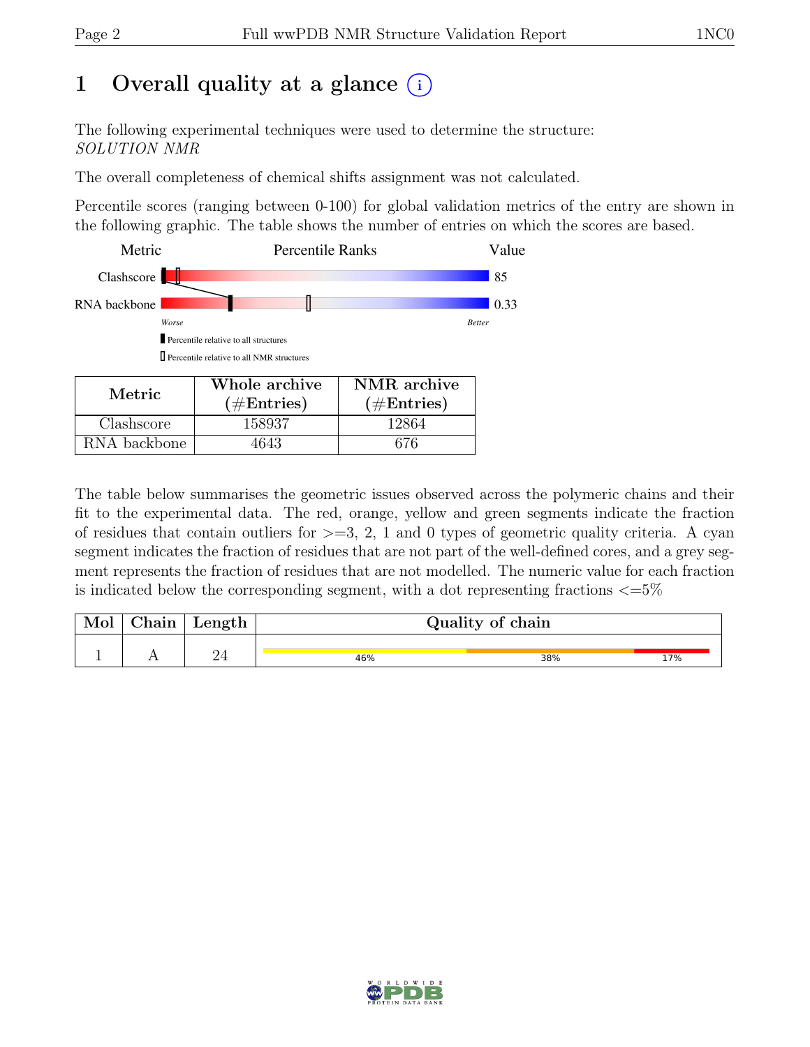# 1 Overall quality at a glance

The following experimental techniques were used to determine the structure:
*SOLUTION NMR*

The overall completeness of chemical shifts assignment was not calculated.

Percentile scores (ranging between 0-100) for global validation metrics of the entry are shown in the following graphic. The table shows the number of entries on which the scores are based.

| Metric | Percentile Ranks | Value |
|---|---|---|
| Clashscore | | 85 |
| RNA backbone | | 0.33 |

Worse — Better

- Percentile relative to all structures
- Percentile relative to all NMR structures

| Metric | Whole archive (#Entries) | NMR archive (#Entries) |
|---|---|---|
| Clashscore | 158937 | 12864 |
| RNA backbone | 4643 | 676 |

The table below summarises the geometric issues observed across the polymeric chains and their fit to the experimental data. The red, orange, yellow and green segments indicate the fraction of residues that contain outliers for >=3, 2, 1 and 0 types of geometric quality criteria. A cyan segment indicates the fraction of residues that are not part of the well-defined cores, and a grey segment represents the fraction of residues that are not modelled. The numeric value for each fraction is indicated below the corresponding segment, with a dot representing fractions <=5%

| Mol | Chain | Length | Quality of chain |
|---|---|---|---|
| 1 | A | 24 | 46% 38% 17% |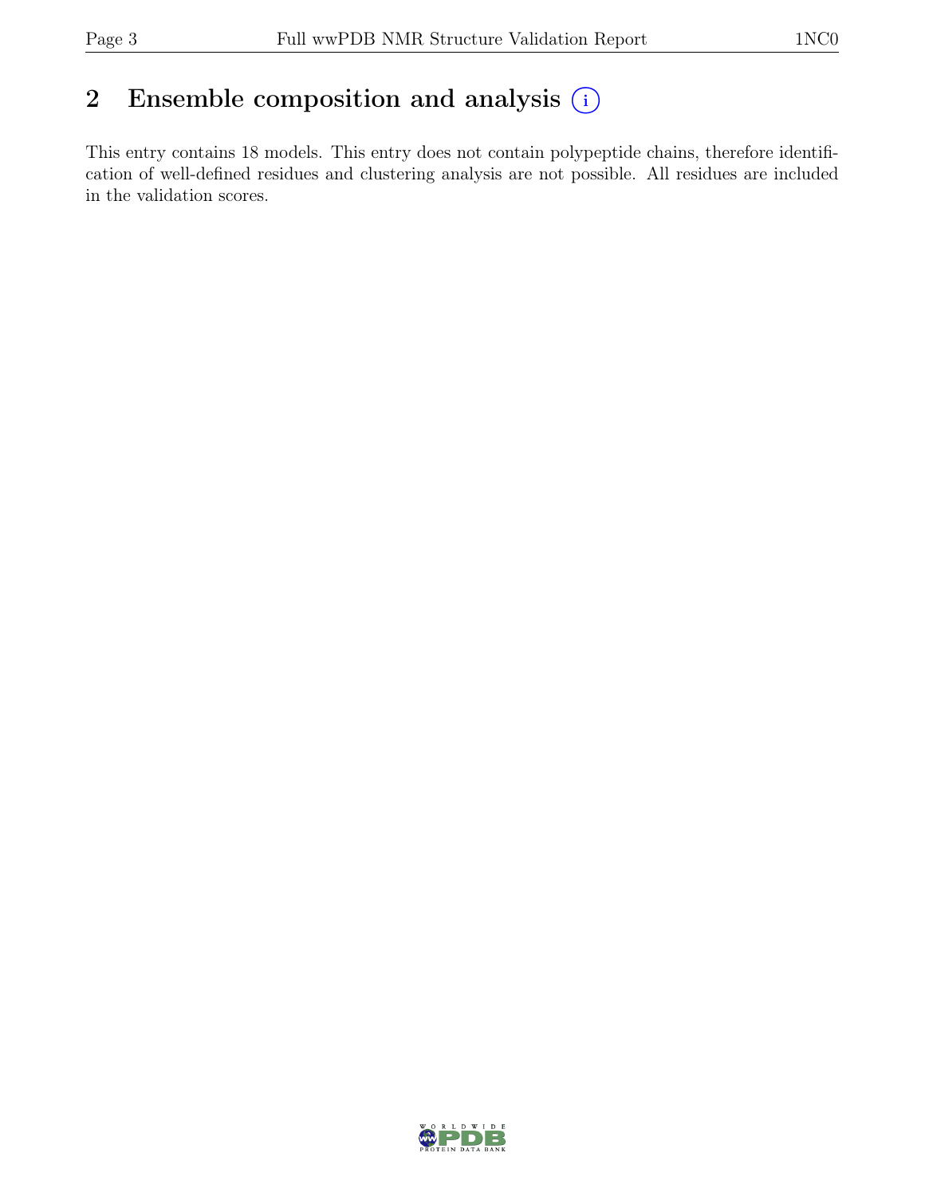## 2 Ensemble composition and analysis (i)

This entry contains 18 models. This entry does not contain polypeptide chains, therefore identification of well-defined residues and clustering analysis are not possible. All residues are included in the validation scores.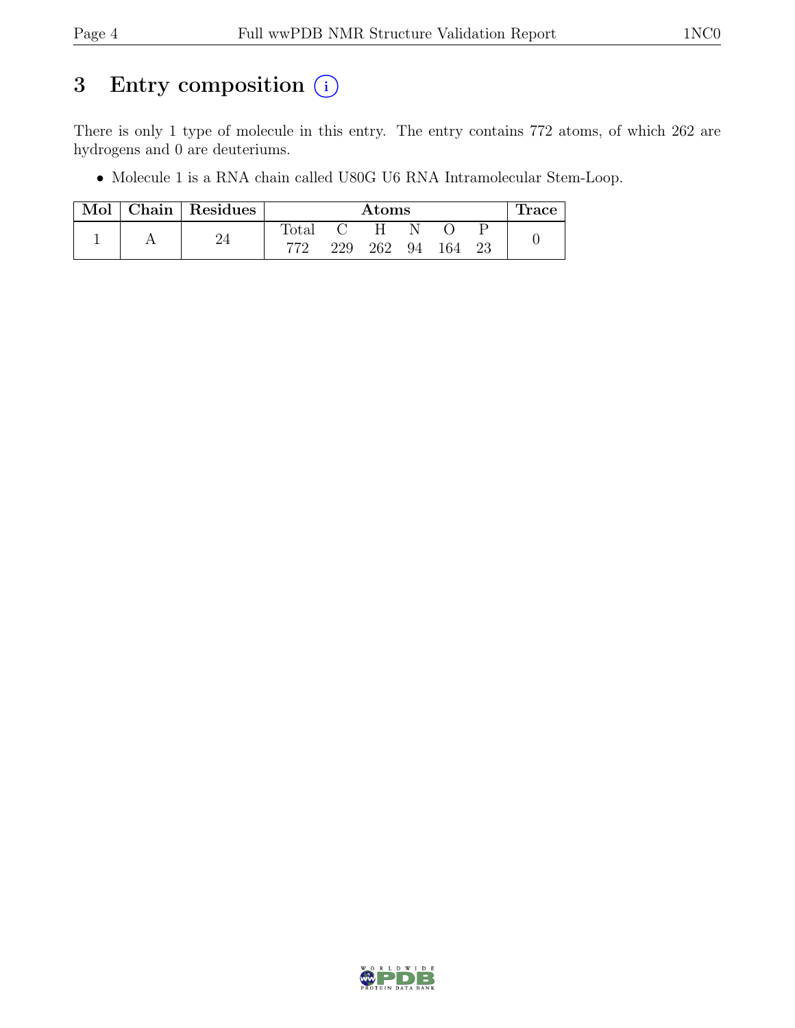# 3 Entry composition (i)

There is only 1 type of molecule in this entry. The entry contains 772 atoms, of which 262 are hydrogens and 0 are deuteriums.

- Molecule 1 is a RNA chain called U80G U6 RNA Intramolecular Stem-Loop.

| Mol | Chain | Residues | Atoms | | | | | | Trace |
|---|---|---|---|---|---|---|---|---|---|
| | | | Total | C | H | N | O | P | |
| 1 | A | 24 | 772 | 229 | 262 | 94 | 164 | 23 | 0 |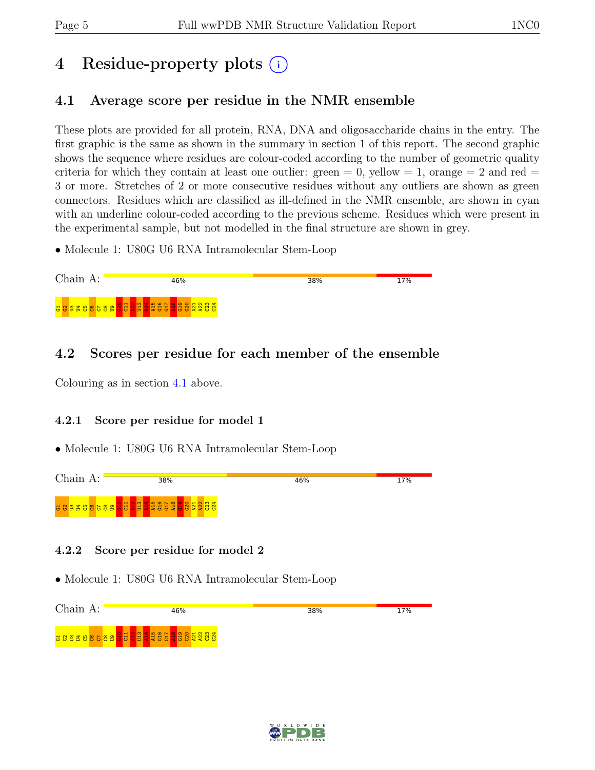# 4 Residue-property plots (i)

## 4.1 Average score per residue in the NMR ensemble

These plots are provided for all protein, RNA, DNA and oligosaccharide chains in the entry. The first graphic is the same as shown in the summary in section 1 of this report. The second graphic shows the sequence where residues are colour-coded according to the number of geometric quality criteria for which they contain at least one outlier: green = 0, yellow = 1, orange = 2 and red = 3 or more. Stretches of 2 or more consecutive residues without any outliers are shown as green connectors. Residues which are classified as ill-defined in the NMR ensemble, are shown in cyan with an underline colour-coded according to the previous scheme. Residues which were present in the experimental sample, but not modelled in the final structure are shown in grey.

- Molecule 1: U80G U6 RNA Intramolecular Stem-Loop

Chain A: 46% 38% 17%

G1 G2 U3 U4 C5 C6 C7 C8 U9 G10 C11 A12 U13 A14 A15 G16 G17 A18 G19 G20 A21 A22 C23 C24

## 4.2 Scores per residue for each member of the ensemble

Colouring as in section 4.1 above.

### 4.2.1 Score per residue for model 1

- Molecule 1: U80G U6 RNA Intramolecular Stem-Loop

Chain A: 38% 46% 17%

G1 G2 U3 U4 C5 C6 C7 C8 U9 G10 C11 A12 U13 A14 A15 G16 G17 A18 G19 G20 A21 A22 C23 C24

### 4.2.2 Score per residue for model 2

- Molecule 1: U80G U6 RNA Intramolecular Stem-Loop

Chain A: 46% 38% 17%

G1 G2 U3 U4 C5 C6 C7 C8 U9 G10 C11 A12 U13 A14 A15 G16 G17 A18 G19 G20 A21 A22 C23 C24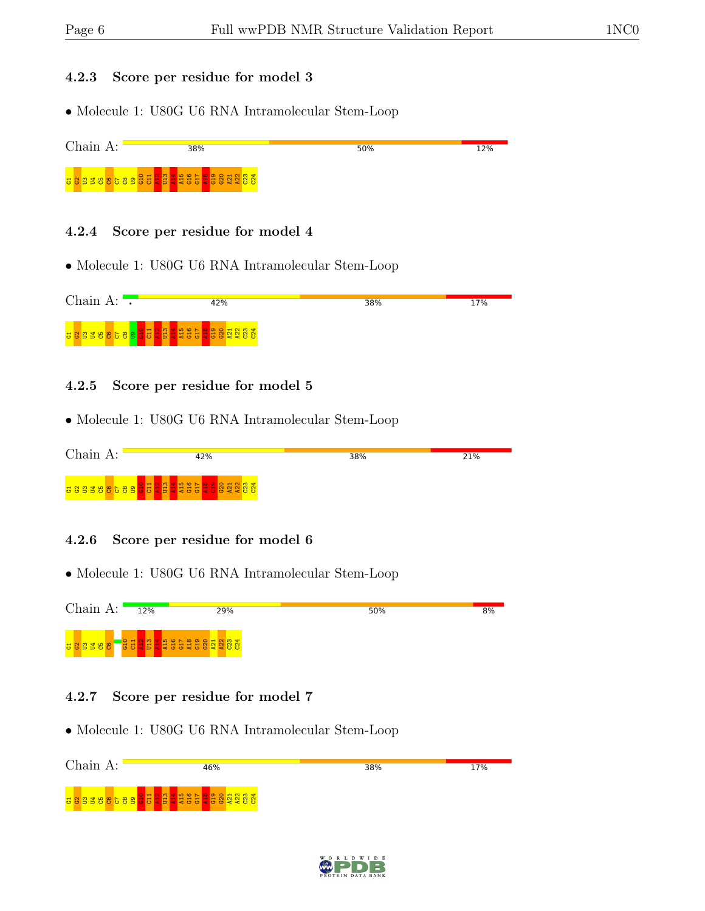### 4.2.3 Score per residue for model 3

- Molecule 1: U80G U6 RNA Intramolecular Stem-Loop

Chain A: 38% 50% 12%

G1 G2 U3 U4 C5 C6 C7 C8 U9 G10 C11 A12 U13 A14 A15 G16 G17 A18 G19 G20 A21 A22 C23 C24

### 4.2.4 Score per residue for model 4

- Molecule 1: U80G U6 RNA Intramolecular Stem-Loop

Chain A: 42% 38% 17%

G1 G2 U3 U4 C5 C6 C7 C8 U9 G10 C11 A12 U13 A14 A15 G16 G17 A18 G19 G20 A21 A22 C23 C24

### 4.2.5 Score per residue for model 5

- Molecule 1: U80G U6 RNA Intramolecular Stem-Loop

Chain A: 42% 38% 21%

G1 G2 U3 U4 C5 C6 C7 C8 U9 G10 C11 A12 U13 A14 A15 G16 G17 A18 G19 G20 A21 A22 C23 C24

### 4.2.6 Score per residue for model 6

- Molecule 1: U80G U6 RNA Intramolecular Stem-Loop

Chain A: 12% 29% 50% 8%

G1 G2 U3 U4 C5 C6 G10 C11 A12 U13 A14 A15 G16 G17 A18 G19 G20 A21 A22 C23 C24

### 4.2.7 Score per residue for model 7

- Molecule 1: U80G U6 RNA Intramolecular Stem-Loop

Chain A: 46% 38% 17%

G1 G2 U3 U4 C5 C6 C7 C8 U9 G10 C11 A12 U13 A14 A15 G16 G17 A18 G19 G20 A21 A22 C23 C24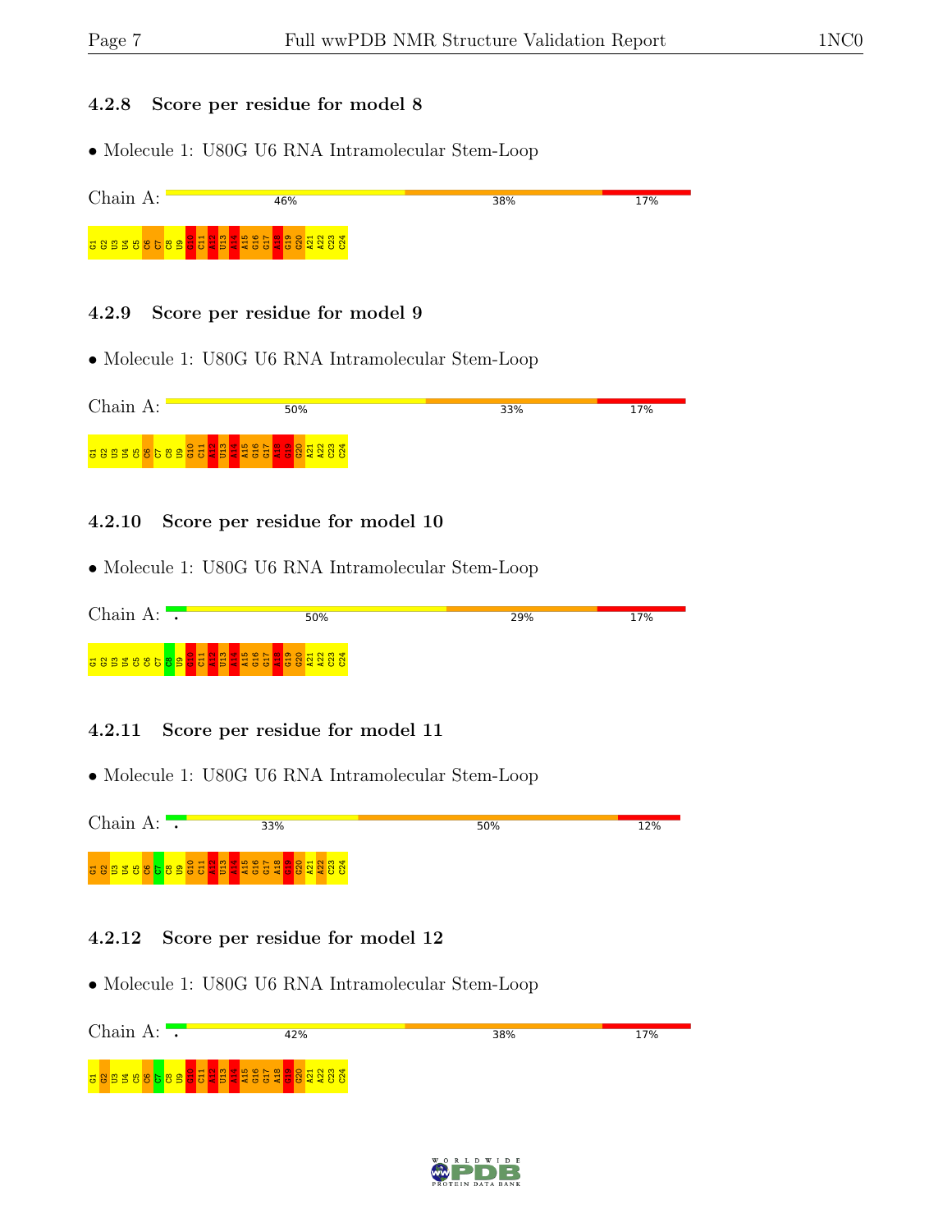### 4.2.8 Score per residue for model 8

- Molecule 1: U80G U6 RNA Intramolecular Stem-Loop

Chain A: 46% 38% 17%

G1 G2 U3 U4 C5 C6 C7 C8 U9 G10 C11 A12 U13 A14 A15 G16 G17 A18 G19 G20 A21 A22 C23 C24

### 4.2.9 Score per residue for model 9

- Molecule 1: U80G U6 RNA Intramolecular Stem-Loop

Chain A: 50% 33% 17%

G1 G2 U3 U4 C5 C6 C7 C8 U9 G10 C11 A12 U13 A14 A15 G16 G17 A18 G19 G20 A21 A22 C23 C24

### 4.2.10 Score per residue for model 10

- Molecule 1: U80G U6 RNA Intramolecular Stem-Loop

Chain A: • 50% 29% 17%

G1 G2 U3 U4 C5 C6 C7 C8 U9 G10 C11 A12 U13 A14 A15 G16 G17 A18 G19 G20 A21 A22 C23 C24

### 4.2.11 Score per residue for model 11

- Molecule 1: U80G U6 RNA Intramolecular Stem-Loop

Chain A: • 33% 50% 12%

G1 G2 U3 U4 C5 C6 C7 C8 U9 G10 C11 A12 U13 A14 A15 G16 G17 A18 G19 G20 A21 A22 C23 C24

### 4.2.12 Score per residue for model 12

- Molecule 1: U80G U6 RNA Intramolecular Stem-Loop

Chain A: • 42% 38% 17%

G1 G2 U3 U4 C5 C6 C7 C8 U9 G10 C11 A12 U13 A14 A15 G16 G17 A18 G19 G20 A21 A22 C23 C24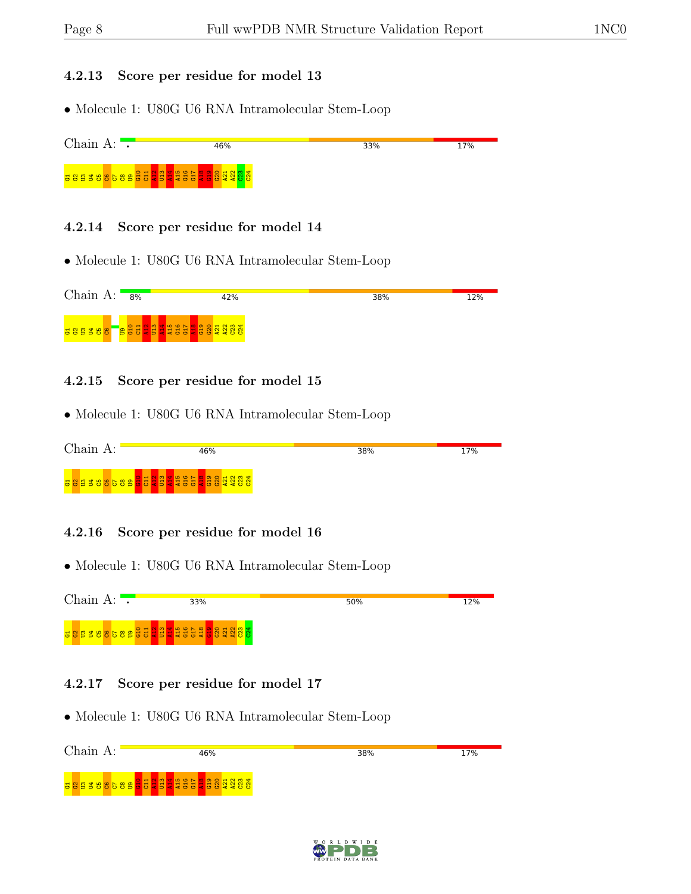#### 4.2.13 Score per residue for model 13

- Molecule 1: U80G U6 RNA Intramolecular Stem-Loop

Chain A: 46% 33% 17%

G1 G2 U3 U4 C5 C6 C7 C8 U9 G10 C11 A12 U13 A14 A15 G16 G17 A18 G19 G20 A21 A22 C23 C24

#### 4.2.14 Score per residue for model 14

- Molecule 1: U80G U6 RNA Intramolecular Stem-Loop

Chain A: 8% 42% 38% 12%

G1 G2 U3 U4 C5 C6 U9 G10 C11 A12 U13 A14 A15 G16 G17 A18 G19 G20 A21 A22 C23 C24

#### 4.2.15 Score per residue for model 15

- Molecule 1: U80G U6 RNA Intramolecular Stem-Loop

Chain A: 46% 38% 17%

G1 G2 U3 U4 C5 C6 C7 C8 U9 G10 C11 A12 U13 A14 A15 G16 G17 A18 G19 G20 A21 A22 C23 C24

#### 4.2.16 Score per residue for model 16

- Molecule 1: U80G U6 RNA Intramolecular Stem-Loop

Chain A: 33% 50% 12%

G1 G2 U3 U4 C5 C6 C7 C8 U9 G10 C11 A12 U13 A14 A15 G16 G17 A18 G19 G20 A21 A22 C23 C24

#### 4.2.17 Score per residue for model 17

- Molecule 1: U80G U6 RNA Intramolecular Stem-Loop

Chain A: 46% 38% 17%

G1 G2 U3 U4 C5 C6 C7 C8 U9 G10 C11 A12 U13 A14 A15 G16 G17 A18 G19 G20 A21 A22 C23 C24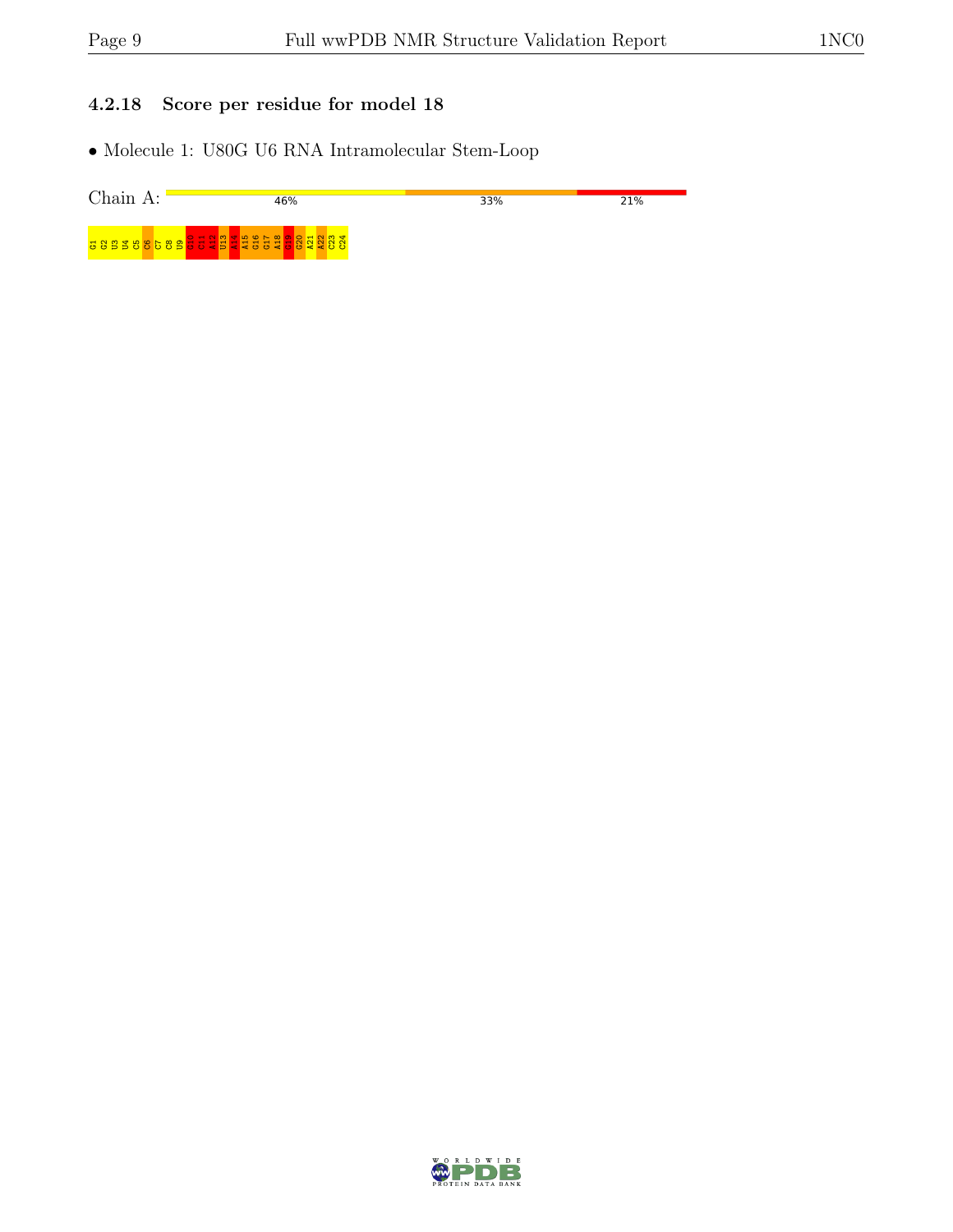### 4.2.18 Score per residue for model 18

- Molecule 1: U80G U6 RNA Intramolecular Stem-Loop

Chain A: 46% 33% 21%

G1 G2 U3 U4 C5 C6 C7 C8 U9 G10 C11 A12 U13 A14 A15 G16 G17 A18 C19 G20 A21 A22 C23 C24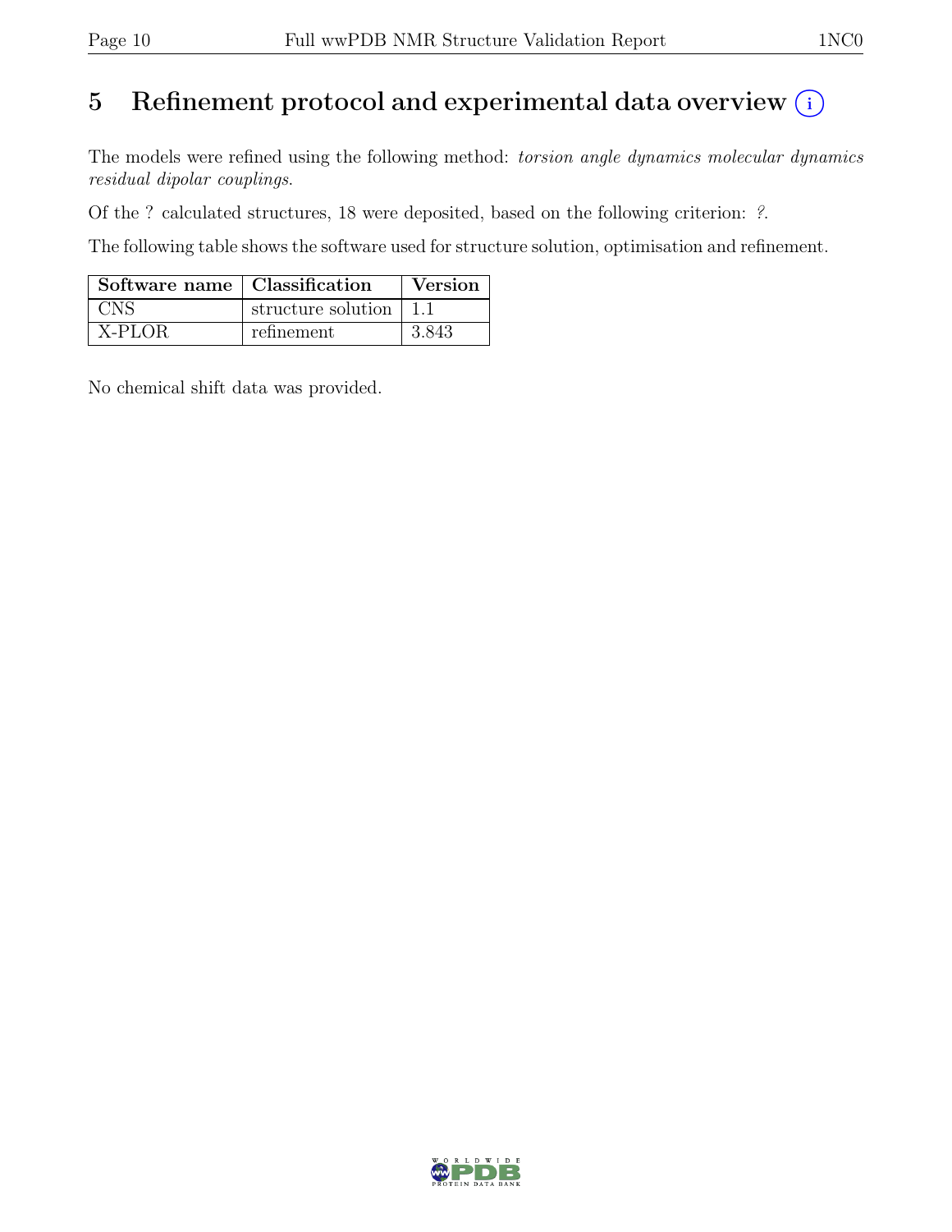# 5 Refinement protocol and experimental data overview (i)

The models were refined using the following method: *torsion angle dynamics molecular dynamics residual dipolar couplings*.

Of the ? calculated structures, 18 were deposited, based on the following criterion: *?*.

The following table shows the software used for structure solution, optimisation and refinement.

| Software name | Classification | Version |
|---|---|---|
| CNS | structure solution | 1.1 |
| X-PLOR | refinement | 3.843 |

No chemical shift data was provided.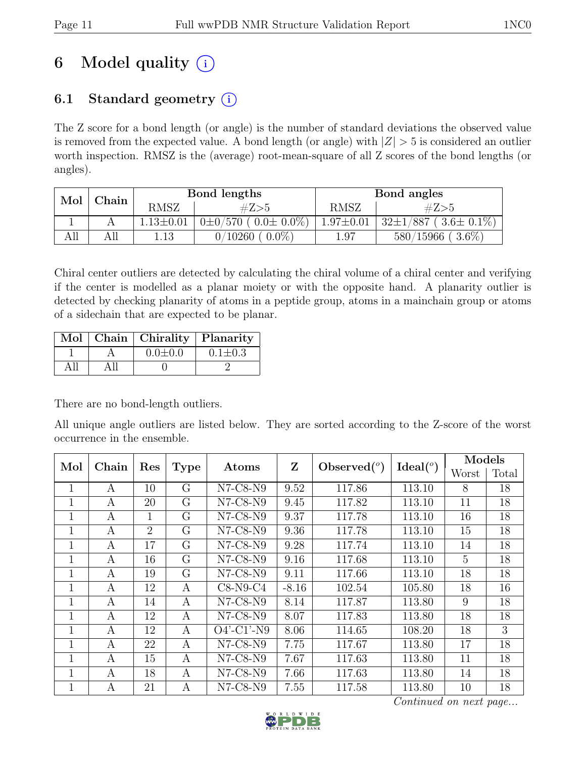# 6 Model quality (i)

## 6.1 Standard geometry (i)

The Z score for a bond length (or angle) is the number of standard deviations the observed value is removed from the expected value. A bond length (or angle) with $|Z| > 5$ is considered an outlier worth inspection. RMSZ is the (average) root-mean-square of all Z scores of the bond lengths (or angles).

| Mol | Chain | Bond lengths | | Bond angles | |
|---|---|---|---|---|---|
| | | RMSZ | #Z>5 | RMSZ | #Z>5 |
| 1 | A | 1.13±0.01 | 0±0/570 ( 0.0± 0.0%) | 1.97±0.01 | 32±1/887 ( 3.6± 0.1%) |
| All | All | 1.13 | 0/10260 ( 0.0%) | 1.97 | 580/15966 ( 3.6%) |

Chiral center outliers are detected by calculating the chiral volume of a chiral center and verifying if the center is modelled as a planar moiety or with the opposite hand. A planarity outlier is detected by checking planarity of atoms in a peptide group, atoms in a mainchain group or atoms of a sidechain that are expected to be planar.

| Mol | Chain | Chirality | Planarity |
|---|---|---|---|
| 1 | A | 0.0±0.0 | 0.1±0.3 |
| All | All | 0 | 2 |

There are no bond-length outliers.

All unique angle outliers are listed below. They are sorted according to the Z-score of the worst occurrence in the ensemble.

| Mol | Chain | Res | Type | Atoms | Z | Observed($^o$) | Ideal($^o$) | Models | |
|---|---|---|---|---|---|---|---|---|---|
| | | | | | | | | Worst | Total |
| 1 | A | 10 | G | N7-C8-N9 | 9.52 | 117.86 | 113.10 | 8 | 18 |
| 1 | A | 20 | G | N7-C8-N9 | 9.45 | 117.82 | 113.10 | 11 | 18 |
| 1 | A | 1 | G | N7-C8-N9 | 9.37 | 117.78 | 113.10 | 16 | 18 |
| 1 | A | 2 | G | N7-C8-N9 | 9.36 | 117.78 | 113.10 | 15 | 18 |
| 1 | A | 17 | G | N7-C8-N9 | 9.28 | 117.74 | 113.10 | 14 | 18 |
| 1 | A | 16 | G | N7-C8-N9 | 9.16 | 117.68 | 113.10 | 5 | 18 |
| 1 | A | 19 | G | N7-C8-N9 | 9.11 | 117.66 | 113.10 | 18 | 18 |
| 1 | A | 12 | A | C8-N9-C4 | -8.16 | 102.54 | 105.80 | 18 | 16 |
| 1 | A | 14 | A | N7-C8-N9 | 8.14 | 117.87 | 113.80 | 9 | 18 |
| 1 | A | 12 | A | N7-C8-N9 | 8.07 | 117.83 | 113.80 | 18 | 18 |
| 1 | A | 12 | A | O4'-C1'-N9 | 8.06 | 114.65 | 108.20 | 18 | 3 |
| 1 | A | 22 | A | N7-C8-N9 | 7.75 | 117.67 | 113.80 | 17 | 18 |
| 1 | A | 15 | A | N7-C8-N9 | 7.67 | 117.63 | 113.80 | 11 | 18 |
| 1 | A | 18 | A | N7-C8-N9 | 7.66 | 117.63 | 113.80 | 14 | 18 |
| 1 | A | 21 | A | N7-C8-N9 | 7.55 | 117.58 | 113.80 | 10 | 18 |

*Continued on next page...*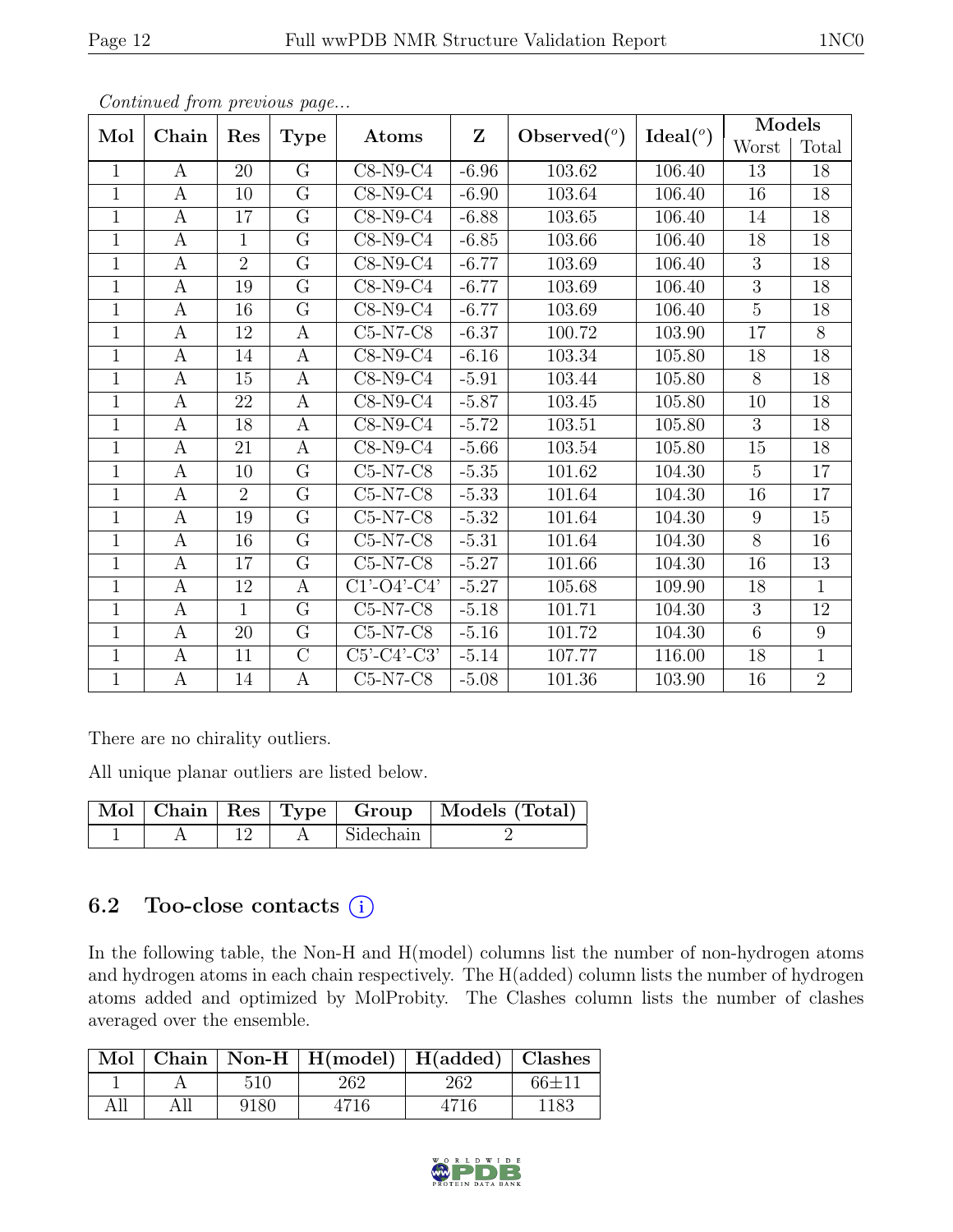*Continued from previous page...*

| Mol | Chain | Res | Type | Atoms | Z | Observed(°) | Ideal(°) | Models | |
|---|---|---|---|---|---|---|---|---|---|
| | | | | | | | | Worst | Total |
| 1 | A | 20 | G | C8-N9-C4 | -6.96 | 103.62 | 106.40 | 13 | 18 |
| 1 | A | 10 | G | C8-N9-C4 | -6.90 | 103.64 | 106.40 | 16 | 18 |
| 1 | A | 17 | G | C8-N9-C4 | -6.88 | 103.65 | 106.40 | 14 | 18 |
| 1 | A | 1 | G | C8-N9-C4 | -6.85 | 103.66 | 106.40 | 18 | 18 |
| 1 | A | 2 | G | C8-N9-C4 | -6.77 | 103.69 | 106.40 | 3 | 18 |
| 1 | A | 19 | G | C8-N9-C4 | -6.77 | 103.69 | 106.40 | 3 | 18 |
| 1 | A | 16 | G | C8-N9-C4 | -6.77 | 103.69 | 106.40 | 5 | 18 |
| 1 | A | 12 | A | C5-N7-C8 | -6.37 | 100.72 | 103.90 | 17 | 8 |
| 1 | A | 14 | A | C8-N9-C4 | -6.16 | 103.34 | 105.80 | 18 | 18 |
| 1 | A | 15 | A | C8-N9-C4 | -5.91 | 103.44 | 105.80 | 8 | 18 |
| 1 | A | 22 | A | C8-N9-C4 | -5.87 | 103.45 | 105.80 | 10 | 18 |
| 1 | A | 18 | A | C8-N9-C4 | -5.72 | 103.51 | 105.80 | 3 | 18 |
| 1 | A | 21 | A | C8-N9-C4 | -5.66 | 103.54 | 105.80 | 15 | 18 |
| 1 | A | 10 | G | C5-N7-C8 | -5.35 | 101.62 | 104.30 | 5 | 17 |
| 1 | A | 2 | G | C5-N7-C8 | -5.33 | 101.64 | 104.30 | 16 | 17 |
| 1 | A | 19 | G | C5-N7-C8 | -5.32 | 101.64 | 104.30 | 9 | 15 |
| 1 | A | 16 | G | C5-N7-C8 | -5.31 | 101.64 | 104.30 | 8 | 16 |
| 1 | A | 17 | G | C5-N7-C8 | -5.27 | 101.66 | 104.30 | 16 | 13 |
| 1 | A | 12 | A | C1'-O4'-C4' | -5.27 | 105.68 | 109.90 | 18 | 1 |
| 1 | A | 1 | G | C5-N7-C8 | -5.18 | 101.71 | 104.30 | 3 | 12 |
| 1 | A | 20 | G | C5-N7-C8 | -5.16 | 101.72 | 104.30 | 6 | 9 |
| 1 | A | 11 | C | C5'-C4'-C3' | -5.14 | 107.77 | 116.00 | 18 | 1 |
| 1 | A | 14 | A | C5-N7-C8 | -5.08 | 101.36 | 103.90 | 16 | 2 |

There are no chirality outliers.

All unique planar outliers are listed below.

| Mol | Chain | Res | Type | Group | Models (Total) |
|---|---|---|---|---|---|
| 1 | A | 12 | A | Sidechain | 2 |

## 6.2 Too-close contacts (i)

In the following table, the Non-H and H(model) columns list the number of non-hydrogen atoms and hydrogen atoms in each chain respectively. The H(added) column lists the number of hydrogen atoms added and optimized by MolProbity. The Clashes column lists the number of clashes averaged over the ensemble.

| Mol | Chain | Non-H | H(model) | H(added) | Clashes |
|---|---|---|---|---|---|
| 1 | A | 510 | 262 | 262 | 66±11 |
| All | All | 9180 | 4716 | 4716 | 1183 |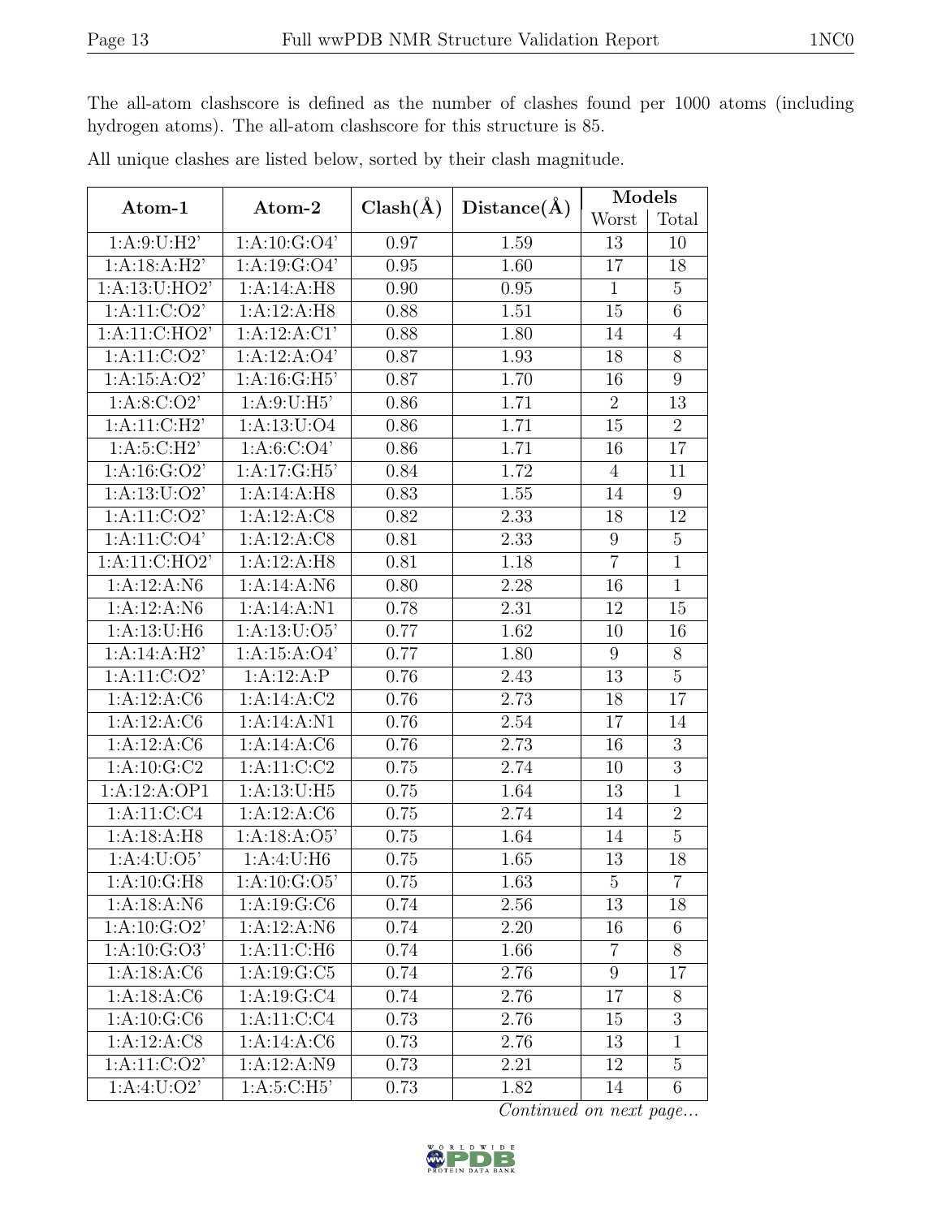The all-atom clashscore is defined as the number of clashes found per 1000 atoms (including hydrogen atoms). The all-atom clashscore for this structure is 85.

All unique clashes are listed below, sorted by their clash magnitude.

| Atom-1 | Atom-2 | Clash(Å) | Distance(Å) | Models | |
|---|---|---|---|---|---|
| | | | | Worst | Total |
| 1:A:9:U:H2' | 1:A:10:G:O4' | 0.97 | 1.59 | 13 | 10 |
| 1:A:18:A:H2' | 1:A:19:G:O4' | 0.95 | 1.60 | 17 | 18 |
| 1:A:13:U:HO2' | 1:A:14:A:H8 | 0.90 | 0.95 | 1 | 5 |
| 1:A:11:C:O2' | 1:A:12:A:H8 | 0.88 | 1.51 | 15 | 6 |
| 1:A:11:C:HO2' | 1:A:12:A:C1' | 0.88 | 1.80 | 14 | 4 |
| 1:A:11:C:O2' | 1:A:12:A:O4' | 0.87 | 1.93 | 18 | 8 |
| 1:A:15:A:O2' | 1:A:16:G:H5' | 0.87 | 1.70 | 16 | 9 |
| 1:A:8:C:O2' | 1:A:9:U:H5' | 0.86 | 1.71 | 2 | 13 |
| 1:A:11:C:H2' | 1:A:13:U:O4 | 0.86 | 1.71 | 15 | 2 |
| 1:A:5:C:H2' | 1:A:6:C:O4' | 0.86 | 1.71 | 16 | 17 |
| 1:A:16:G:O2' | 1:A:17:G:H5' | 0.84 | 1.72 | 4 | 11 |
| 1:A:13:U:O2' | 1:A:14:A:H8 | 0.83 | 1.55 | 14 | 9 |
| 1:A:11:C:O2' | 1:A:12:A:C8 | 0.82 | 2.33 | 18 | 12 |
| 1:A:11:C:O4' | 1:A:12:A:C8 | 0.81 | 2.33 | 9 | 5 |
| 1:A:11:C:HO2' | 1:A:12:A:H8 | 0.81 | 1.18 | 7 | 1 |
| 1:A:12:A:N6 | 1:A:14:A:N6 | 0.80 | 2.28 | 16 | 1 |
| 1:A:12:A:N6 | 1:A:14:A:N1 | 0.78 | 2.31 | 12 | 15 |
| 1:A:13:U:H6 | 1:A:13:U:O5' | 0.77 | 1.62 | 10 | 16 |
| 1:A:14:A:H2' | 1:A:15:A:O4' | 0.77 | 1.80 | 9 | 8 |
| 1:A:11:C:O2' | 1:A:12:A:P | 0.76 | 2.43 | 13 | 5 |
| 1:A:12:A:C6 | 1:A:14:A:C2 | 0.76 | 2.73 | 18 | 17 |
| 1:A:12:A:C6 | 1:A:14:A:N1 | 0.76 | 2.54 | 17 | 14 |
| 1:A:12:A:C6 | 1:A:14:A:C6 | 0.76 | 2.73 | 16 | 3 |
| 1:A:10:G:C2 | 1:A:11:C:C2 | 0.75 | 2.74 | 10 | 3 |
| 1:A:12:A:OP1 | 1:A:13:U:H5 | 0.75 | 1.64 | 13 | 1 |
| 1:A:11:C:C4 | 1:A:12:A:C6 | 0.75 | 2.74 | 14 | 2 |
| 1:A:18:A:H8 | 1:A:18:A:O5' | 0.75 | 1.64 | 14 | 5 |
| 1:A:4:U:O5' | 1:A:4:U:H6 | 0.75 | 1.65 | 13 | 18 |
| 1:A:10:G:H8 | 1:A:10:G:O5' | 0.75 | 1.63 | 5 | 7 |
| 1:A:18:A:N6 | 1:A:19:G:C6 | 0.74 | 2.56 | 13 | 18 |
| 1:A:10:G:O2' | 1:A:12:A:N6 | 0.74 | 2.20 | 16 | 6 |
| 1:A:10:G:O3' | 1:A:11:C:H6 | 0.74 | 1.66 | 7 | 8 |
| 1:A:18:A:C6 | 1:A:19:G:C5 | 0.74 | 2.76 | 9 | 17 |
| 1:A:18:A:C6 | 1:A:19:G:C4 | 0.74 | 2.76 | 17 | 8 |
| 1:A:10:G:C6 | 1:A:11:C:C4 | 0.73 | 2.76 | 15 | 3 |
| 1:A:12:A:C8 | 1:A:14:A:C6 | 0.73 | 2.76 | 13 | 1 |
| 1:A:11:C:O2' | 1:A:12:A:N9 | 0.73 | 2.21 | 12 | 5 |
| 1:A:4:U:O2' | 1:A:5:C:H5' | 0.73 | 1.82 | 14 | 6 |

*Continued on next page...*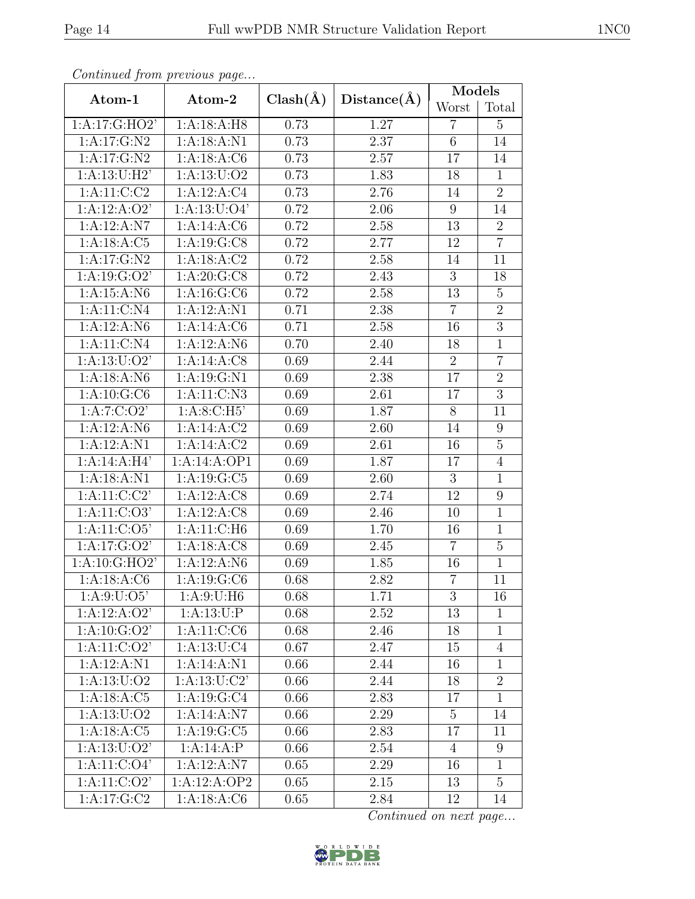*Continued from previous page...*

| Atom-1 | Atom-2 | Clash(Å) | Distance(Å) | Models | |
|---|---|---|---|---|---|
| | | | | Worst | Total |
| 1:A:17:G:HO2' | 1:A:18:A:H8 | 0.73 | 1.27 | 7 | 5 |
| 1:A:17:G:N2 | 1:A:18:A:N1 | 0.73 | 2.37 | 6 | 14 |
| 1:A:17:G:N2 | 1:A:18:A:C6 | 0.73 | 2.57 | 17 | 14 |
| 1:A:13:U:H2' | 1:A:13:U:O2 | 0.73 | 1.83 | 18 | 1 |
| 1:A:11:C:C2 | 1:A:12:A:C4 | 0.73 | 2.76 | 14 | 2 |
| 1:A:12:A:O2' | 1:A:13:U:O4' | 0.72 | 2.06 | 9 | 14 |
| 1:A:12:A:N7 | 1:A:14:A:C6 | 0.72 | 2.58 | 13 | 2 |
| 1:A:18:A:C5 | 1:A:19:G:C8 | 0.72 | 2.77 | 12 | 7 |
| 1:A:17:G:N2 | 1:A:18:A:C2 | 0.72 | 2.58 | 14 | 11 |
| 1:A:19:G:O2' | 1:A:20:G:C8 | 0.72 | 2.43 | 3 | 18 |
| 1:A:15:A:N6 | 1:A:16:G:C6 | 0.72 | 2.58 | 13 | 5 |
| 1:A:11:C:N4 | 1:A:12:A:N1 | 0.71 | 2.38 | 7 | 2 |
| 1:A:12:A:N6 | 1:A:14:A:C6 | 0.71 | 2.58 | 16 | 3 |
| 1:A:11:C:N4 | 1:A:12:A:N6 | 0.70 | 2.40 | 18 | 1 |
| 1:A:13:U:O2' | 1:A:14:A:C8 | 0.69 | 2.44 | 2 | 7 |
| 1:A:18:A:N6 | 1:A:19:G:N1 | 0.69 | 2.38 | 17 | 2 |
| 1:A:10:G:C6 | 1:A:11:C:N3 | 0.69 | 2.61 | 17 | 3 |
| 1:A:7:C:O2' | 1:A:8:C:H5' | 0.69 | 1.87 | 8 | 11 |
| 1:A:12:A:N6 | 1:A:14:A:C2 | 0.69 | 2.60 | 14 | 9 |
| 1:A:12:A:N1 | 1:A:14:A:C2 | 0.69 | 2.61 | 16 | 5 |
| 1:A:14:A:H4' | 1:A:14:A:OP1 | 0.69 | 1.87 | 17 | 4 |
| 1:A:18:A:N1 | 1:A:19:G:C5 | 0.69 | 2.60 | 3 | 1 |
| 1:A:11:C:C2' | 1:A:12:A:C8 | 0.69 | 2.74 | 12 | 9 |
| 1:A:11:C:O3' | 1:A:12:A:C8 | 0.69 | 2.46 | 10 | 1 |
| 1:A:11:C:O5' | 1:A:11:C:H6 | 0.69 | 1.70 | 16 | 1 |
| 1:A:17:G:O2' | 1:A:18:A:C8 | 0.69 | 2.45 | 7 | 5 |
| 1:A:10:G:HO2' | 1:A:12:A:N6 | 0.69 | 1.85 | 16 | 1 |
| 1:A:18:A:C6 | 1:A:19:G:C6 | 0.68 | 2.82 | 7 | 11 |
| 1:A:9:U:O5' | 1:A:9:U:H6 | 0.68 | 1.71 | 3 | 16 |
| 1:A:12:A:O2' | 1:A:13:U:P | 0.68 | 2.52 | 13 | 1 |
| 1:A:10:G:O2' | 1:A:11:C:C6 | 0.68 | 2.46 | 18 | 1 |
| 1:A:11:C:O2' | 1:A:13:U:C4 | 0.67 | 2.47 | 15 | 4 |
| 1:A:12:A:N1 | 1:A:14:A:N1 | 0.66 | 2.44 | 16 | 1 |
| 1:A:13:U:O2 | 1:A:13:U:C2' | 0.66 | 2.44 | 18 | 2 |
| 1:A:18:A:C5 | 1:A:19:G:C4 | 0.66 | 2.83 | 17 | 1 |
| 1:A:13:U:O2 | 1:A:14:A:N7 | 0.66 | 2.29 | 5 | 14 |
| 1:A:18:A:C5 | 1:A:19:G:C5 | 0.66 | 2.83 | 17 | 11 |
| 1:A:13:U:O2' | 1:A:14:A:P | 0.66 | 2.54 | 4 | 9 |
| 1:A:11:C:O4' | 1:A:12:A:N7 | 0.65 | 2.29 | 16 | 1 |
| 1:A:11:C:O2' | 1:A:12:A:OP2 | 0.65 | 2.15 | 13 | 5 |
| 1:A:17:G:C2 | 1:A:18:A:C6 | 0.65 | 2.84 | 12 | 14 |

*Continued on next page...*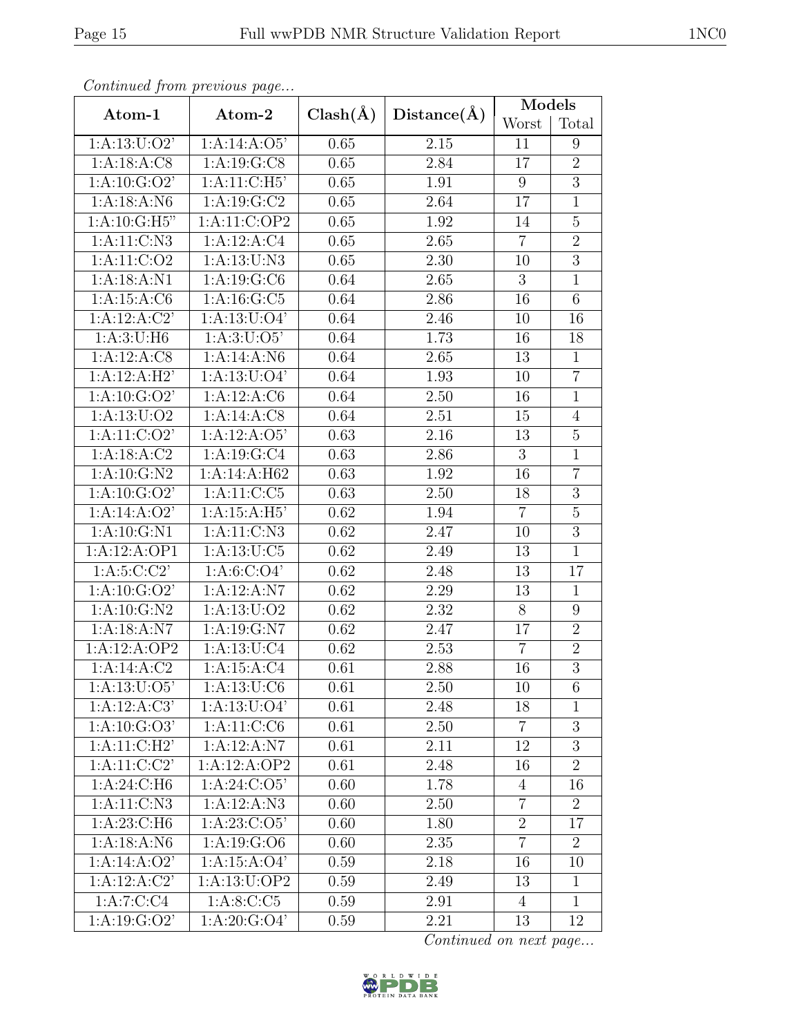*Continued from previous page...*

| Atom-1 | Atom-2 | Clash(Å) | Distance(Å) | Models | |
|---|---|---|---|---|---|
| | | | | Worst | Total |
| 1:A:13:U:O2' | 1:A:14:A:O5' | 0.65 | 2.15 | 11 | 9 |
| 1:A:18:A:C8 | 1:A:19:G:C8 | 0.65 | 2.84 | 17 | 2 |
| 1:A:10:G:O2' | 1:A:11:C:H5' | 0.65 | 1.91 | 9 | 3 |
| 1:A:18:A:N6 | 1:A:19:G:C2 | 0.65 | 2.64 | 17 | 1 |
| 1:A:10:G:H5" | 1:A:11:C:OP2 | 0.65 | 1.92 | 14 | 5 |
| 1:A:11:C:N3 | 1:A:12:A:C4 | 0.65 | 2.65 | 7 | 2 |
| 1:A:11:C:O2 | 1:A:13:U:N3 | 0.65 | 2.30 | 10 | 3 |
| 1:A:18:A:N1 | 1:A:19:G:C6 | 0.64 | 2.65 | 3 | 1 |
| 1:A:15:A:C6 | 1:A:16:G:C5 | 0.64 | 2.86 | 16 | 6 |
| 1:A:12:A:C2' | 1:A:13:U:O4' | 0.64 | 2.46 | 10 | 16 |
| 1:A:3:U:H6 | 1:A:3:U:O5' | 0.64 | 1.73 | 16 | 18 |
| 1:A:12:A:C8 | 1:A:14:A:N6 | 0.64 | 2.65 | 13 | 1 |
| 1:A:12:A:H2' | 1:A:13:U:O4' | 0.64 | 1.93 | 10 | 7 |
| 1:A:10:G:O2' | 1:A:12:A:C6 | 0.64 | 2.50 | 16 | 1 |
| 1:A:13:U:O2 | 1:A:14:A:C8 | 0.64 | 2.51 | 15 | 4 |
| 1:A:11:C:O2' | 1:A:12:A:O5' | 0.63 | 2.16 | 13 | 5 |
| 1:A:18:A:C2 | 1:A:19:G:C4 | 0.63 | 2.86 | 3 | 1 |
| 1:A:10:G:N2 | 1:A:14:A:H62 | 0.63 | 1.92 | 16 | 7 |
| 1:A:10:G:O2' | 1:A:11:C:C5 | 0.63 | 2.50 | 18 | 3 |
| 1:A:14:A:O2' | 1:A:15:A:H5' | 0.62 | 1.94 | 7 | 5 |
| 1:A:10:G:N1 | 1:A:11:C:N3 | 0.62 | 2.47 | 10 | 3 |
| 1:A:12:A:OP1 | 1:A:13:U:C5 | 0.62 | 2.49 | 13 | 1 |
| 1:A:5:C:C2' | 1:A:6:C:O4' | 0.62 | 2.48 | 13 | 17 |
| 1:A:10:G:O2' | 1:A:12:A:N7 | 0.62 | 2.29 | 13 | 1 |
| 1:A:10:G:N2 | 1:A:13:U:O2 | 0.62 | 2.32 | 8 | 9 |
| 1:A:18:A:N7 | 1:A:19:G:N7 | 0.62 | 2.47 | 17 | 2 |
| 1:A:12:A:OP2 | 1:A:13:U:C4 | 0.62 | 2.53 | 7 | 2 |
| 1:A:14:A:C2 | 1:A:15:A:C4 | 0.61 | 2.88 | 16 | 3 |
| 1:A:13:U:O5' | 1:A:13:U:C6 | 0.61 | 2.50 | 10 | 6 |
| 1:A:12:A:C3' | 1:A:13:U:O4' | 0.61 | 2.48 | 18 | 1 |
| 1:A:10:G:O3' | 1:A:11:C:C6 | 0.61 | 2.50 | 7 | 3 |
| 1:A:11:C:H2' | 1:A:12:A:N7 | 0.61 | 2.11 | 12 | 3 |
| 1:A:11:C:C2' | 1:A:12:A:OP2 | 0.61 | 2.48 | 16 | 2 |
| 1:A:24:C:H6 | 1:A:24:C:O5' | 0.60 | 1.78 | 4 | 16 |
| 1:A:11:C:N3 | 1:A:12:A:N3 | 0.60 | 2.50 | 7 | 2 |
| 1:A:23:C:H6 | 1:A:23:C:O5' | 0.60 | 1.80 | 2 | 17 |
| 1:A:18:A:N6 | 1:A:19:G:O6 | 0.60 | 2.35 | 7 | 2 |
| 1:A:14:A:O2' | 1:A:15:A:O4' | 0.59 | 2.18 | 16 | 10 |
| 1:A:12:A:C2' | 1:A:13:U:OP2 | 0.59 | 2.49 | 13 | 1 |
| 1:A:7:C:C4 | 1:A:8:C:C5 | 0.59 | 2.91 | 4 | 1 |
| 1:A:19:G:O2' | 1:A:20:G:O4' | 0.59 | 2.21 | 13 | 12 |

*Continued on next page...*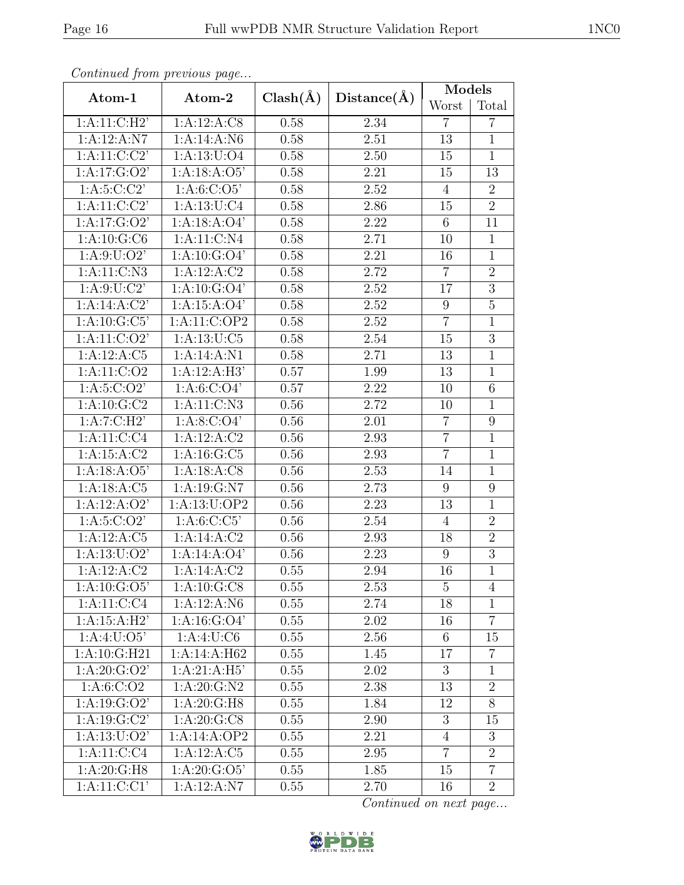*Continued from previous page...*

| Atom-1 | Atom-2 | Clash(Å) | Distance(Å) | Models | |
|---|---|---|---|---|---|
| | | | | Worst | Total |
| 1:A:11:C:H2' | 1:A:12:A:C8 | 0.58 | 2.34 | 7 | 7 |
| 1:A:12:A:N7 | 1:A:14:A:N6 | 0.58 | 2.51 | 13 | 1 |
| 1:A:11:C:C2' | 1:A:13:U:O4 | 0.58 | 2.50 | 15 | 1 |
| 1:A:17:G:O2' | 1:A:18:A:O5' | 0.58 | 2.21 | 15 | 13 |
| 1:A:5:C:C2' | 1:A:6:C:O5' | 0.58 | 2.52 | 4 | 2 |
| 1:A:11:C:C2' | 1:A:13:U:C4 | 0.58 | 2.86 | 15 | 2 |
| 1:A:17:G:O2' | 1:A:18:A:O4' | 0.58 | 2.22 | 6 | 11 |
| 1:A:10:G:C6 | 1:A:11:C:N4 | 0.58 | 2.71 | 10 | 1 |
| 1:A:9:U:O2' | 1:A:10:G:O4' | 0.58 | 2.21 | 16 | 1 |
| 1:A:11:C:N3 | 1:A:12:A:C2 | 0.58 | 2.72 | 7 | 2 |
| 1:A:9:U:C2' | 1:A:10:G:O4' | 0.58 | 2.52 | 17 | 3 |
| 1:A:14:A:C2' | 1:A:15:A:O4' | 0.58 | 2.52 | 9 | 5 |
| 1:A:10:G:C5' | 1:A:11:C:OP2 | 0.58 | 2.52 | 7 | 1 |
| 1:A:11:C:O2' | 1:A:13:U:C5 | 0.58 | 2.54 | 15 | 3 |
| 1:A:12:A:C5 | 1:A:14:A:N1 | 0.58 | 2.71 | 13 | 1 |
| 1:A:11:C:O2 | 1:A:12:A:H3' | 0.57 | 1.99 | 13 | 1 |
| 1:A:5:C:O2' | 1:A:6:C:O4' | 0.57 | 2.22 | 10 | 6 |
| 1:A:10:G:C2 | 1:A:11:C:N3 | 0.56 | 2.72 | 10 | 1 |
| 1:A:7:C:H2' | 1:A:8:C:O4' | 0.56 | 2.01 | 7 | 9 |
| 1:A:11:C:C4 | 1:A:12:A:C2 | 0.56 | 2.93 | 7 | 1 |
| 1:A:15:A:C2 | 1:A:16:G:C5 | 0.56 | 2.93 | 7 | 1 |
| 1:A:18:A:O5' | 1:A:18:A:C8 | 0.56 | 2.53 | 14 | 1 |
| 1:A:18:A:C5 | 1:A:19:G:N7 | 0.56 | 2.73 | 9 | 9 |
| 1:A:12:A:O2' | 1:A:13:U:OP2 | 0.56 | 2.23 | 13 | 1 |
| 1:A:5:C:O2' | 1:A:6:C:C5' | 0.56 | 2.54 | 4 | 2 |
| 1:A:12:A:C5 | 1:A:14:A:C2 | 0.56 | 2.93 | 18 | 2 |
| 1:A:13:U:O2' | 1:A:14:A:O4' | 0.56 | 2.23 | 9 | 3 |
| 1:A:12:A:C2 | 1:A:14:A:C2 | 0.55 | 2.94 | 16 | 1 |
| 1:A:10:G:O5' | 1:A:10:G:C8 | 0.55 | 2.53 | 5 | 4 |
| 1:A:11:C:C4 | 1:A:12:A:N6 | 0.55 | 2.74 | 18 | 1 |
| 1:A:15:A:H2' | 1:A:16:G:O4' | 0.55 | 2.02 | 16 | 7 |
| 1:A:4:U:O5' | 1:A:4:U:C6 | 0.55 | 2.56 | 6 | 15 |
| 1:A:10:G:H21 | 1:A:14:A:H62 | 0.55 | 1.45 | 17 | 7 |
| 1:A:20:G:O2' | 1:A:21:A:H5' | 0.55 | 2.02 | 3 | 1 |
| 1:A:6:C:O2 | 1:A:20:G:N2 | 0.55 | 2.38 | 13 | 2 |
| 1:A:19:G:O2' | 1:A:20:G:H8 | 0.55 | 1.84 | 12 | 8 |
| 1:A:19:G:C2' | 1:A:20:G:C8 | 0.55 | 2.90 | 3 | 15 |
| 1:A:13:U:O2' | 1:A:14:A:OP2 | 0.55 | 2.21 | 4 | 3 |
| 1:A:11:C:C4 | 1:A:12:A:C5 | 0.55 | 2.95 | 7 | 2 |
| 1:A:20:G:H8 | 1:A:20:G:O5' | 0.55 | 1.85 | 15 | 7 |
| 1:A:11:C:C1' | 1:A:12:A:N7 | 0.55 | 2.70 | 16 | 2 |

*Continued on next page...*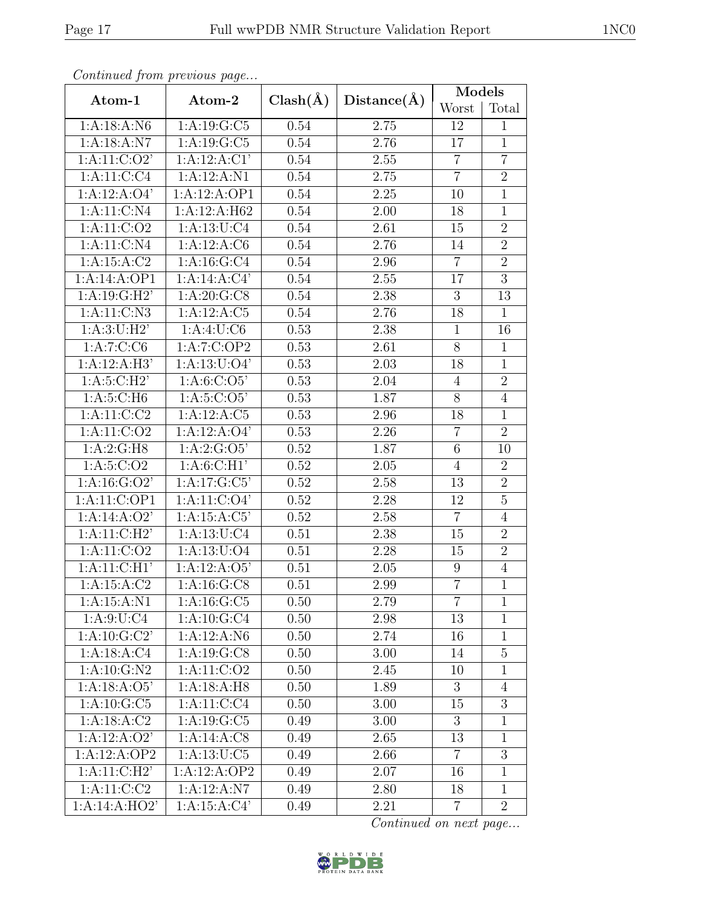*Continued from previous page...*

| Atom-1 | Atom-2 | Clash(Å) | Distance(Å) | Models | |
|---|---|---|---|---|---|
| | | | | Worst | Total |
| 1:A:18:A:N6 | 1:A:19:G:C5 | 0.54 | 2.75 | 12 | 1 |
| 1:A:18:A:N7 | 1:A:19:G:C5 | 0.54 | 2.76 | 17 | 1 |
| 1:A:11:C:O2' | 1:A:12:A:C1' | 0.54 | 2.55 | 7 | 7 |
| 1:A:11:C:C4 | 1:A:12:A:N1 | 0.54 | 2.75 | 7 | 2 |
| 1:A:12:A:O4' | 1:A:12:A:OP1 | 0.54 | 2.25 | 10 | 1 |
| 1:A:11:C:N4 | 1:A:12:A:H62 | 0.54 | 2.00 | 18 | 1 |
| 1:A:11:C:O2 | 1:A:13:U:C4 | 0.54 | 2.61 | 15 | 2 |
| 1:A:11:C:N4 | 1:A:12:A:C6 | 0.54 | 2.76 | 14 | 2 |
| 1:A:15:A:C2 | 1:A:16:G:C4 | 0.54 | 2.96 | 7 | 2 |
| 1:A:14:A:OP1 | 1:A:14:A:C4' | 0.54 | 2.55 | 17 | 3 |
| 1:A:19:G:H2' | 1:A:20:G:C8 | 0.54 | 2.38 | 3 | 13 |
| 1:A:11:C:N3 | 1:A:12:A:C5 | 0.54 | 2.76 | 18 | 1 |
| 1:A:3:U:H2' | 1:A:4:U:C6 | 0.53 | 2.38 | 1 | 16 |
| 1:A:7:C:C6 | 1:A:7:C:OP2 | 0.53 | 2.61 | 8 | 1 |
| 1:A:12:A:H3' | 1:A:13:U:O4' | 0.53 | 2.03 | 18 | 1 |
| 1:A:5:C:H2' | 1:A:6:C:O5' | 0.53 | 2.04 | 4 | 2 |
| 1:A:5:C:H6 | 1:A:5:C:O5' | 0.53 | 1.87 | 8 | 4 |
| 1:A:11:C:C2 | 1:A:12:A:C5 | 0.53 | 2.96 | 18 | 1 |
| 1:A:11:C:O2 | 1:A:12:A:O4' | 0.53 | 2.26 | 7 | 2 |
| 1:A:2:G:H8 | 1:A:2:G:O5' | 0.52 | 1.87 | 6 | 10 |
| 1:A:5:C:O2 | 1:A:6:C:H1' | 0.52 | 2.05 | 4 | 2 |
| 1:A:16:G:O2' | 1:A:17:G:C5' | 0.52 | 2.58 | 13 | 2 |
| 1:A:11:C:OP1 | 1:A:11:C:O4' | 0.52 | 2.28 | 12 | 5 |
| 1:A:14:A:O2' | 1:A:15:A:C5' | 0.52 | 2.58 | 7 | 4 |
| 1:A:11:C:H2' | 1:A:13:U:C4 | 0.51 | 2.38 | 15 | 2 |
| 1:A:11:C:O2 | 1:A:13:U:O4 | 0.51 | 2.28 | 15 | 2 |
| 1:A:11:C:H1' | 1:A:12:A:O5' | 0.51 | 2.05 | 9 | 4 |
| 1:A:15:A:C2 | 1:A:16:G:C8 | 0.51 | 2.99 | 7 | 1 |
| 1:A:15:A:N1 | 1:A:16:G:C5 | 0.50 | 2.79 | 7 | 1 |
| 1:A:9:U:C4 | 1:A:10:G:C4 | 0.50 | 2.98 | 13 | 1 |
| 1:A:10:G:C2' | 1:A:12:A:N6 | 0.50 | 2.74 | 16 | 1 |
| 1:A:18:A:C4 | 1:A:19:G:C8 | 0.50 | 3.00 | 14 | 5 |
| 1:A:10:G:N2 | 1:A:11:C:O2 | 0.50 | 2.45 | 10 | 1 |
| 1:A:18:A:O5' | 1:A:18:A:H8 | 0.50 | 1.89 | 3 | 4 |
| 1:A:10:G:C5 | 1:A:11:C:C4 | 0.50 | 3.00 | 15 | 3 |
| 1:A:18:A:C2 | 1:A:19:G:C5 | 0.49 | 3.00 | 3 | 1 |
| 1:A:12:A:O2' | 1:A:14:A:C8 | 0.49 | 2.65 | 13 | 1 |
| 1:A:12:A:OP2 | 1:A:13:U:C5 | 0.49 | 2.66 | 7 | 3 |
| 1:A:11:C:H2' | 1:A:12:A:OP2 | 0.49 | 2.07 | 16 | 1 |
| 1:A:11:C:C2 | 1:A:12:A:N7 | 0.49 | 2.80 | 18 | 1 |
| 1:A:14:A:HO2' | 1:A:15:A:C4' | 0.49 | 2.21 | 7 | 2 |

*Continued on next page...*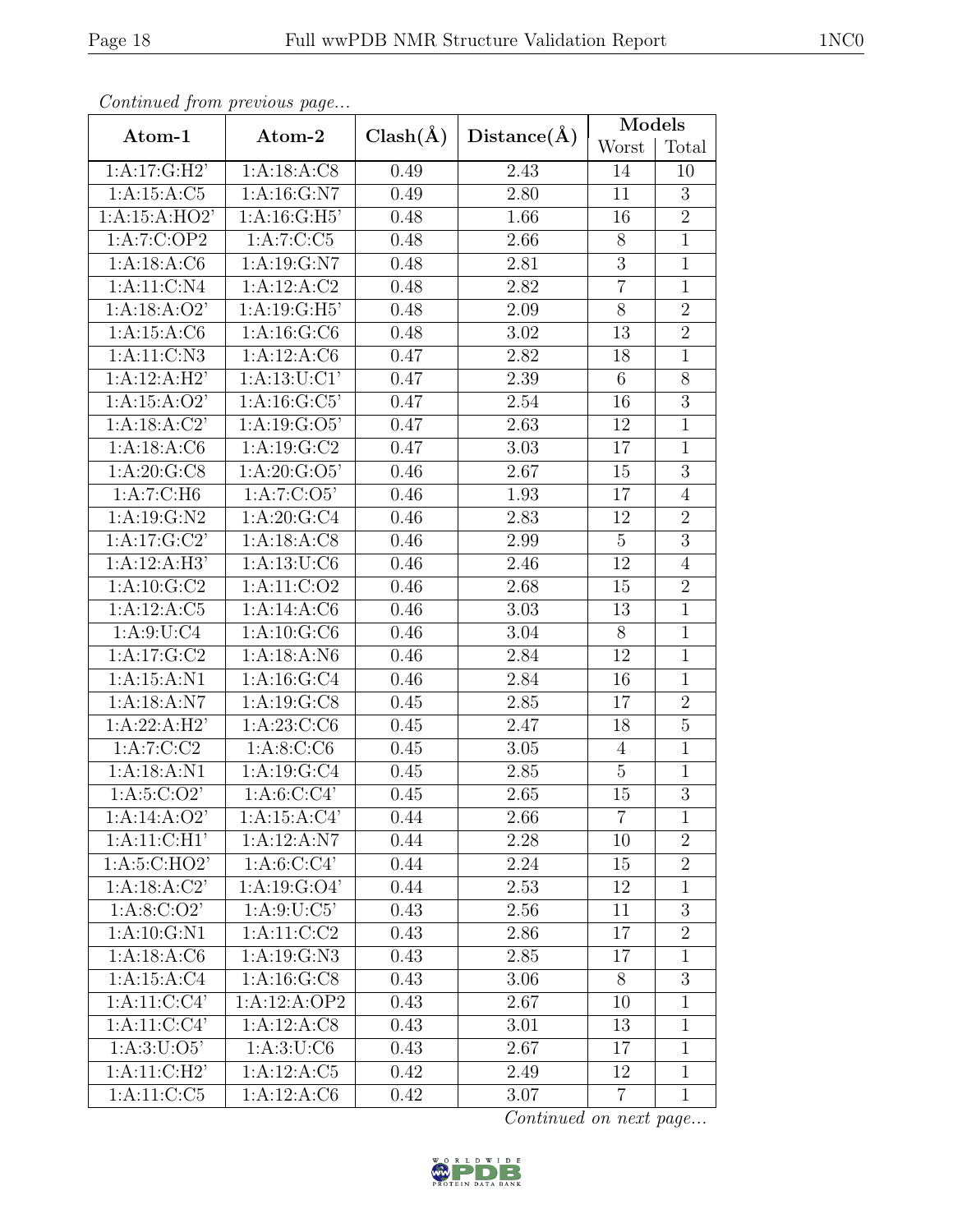*Continued from previous page...*

| Atom-1 | Atom-2 | Clash(Å) | Distance(Å) | Models | |
|---|---|---|---|---|---|
| | | | | Worst | Total |
| 1:A:17:G:H2' | 1:A:18:A:C8 | 0.49 | 2.43 | 14 | 10 |
| 1:A:15:A:C5 | 1:A:16:G:N7 | 0.49 | 2.80 | 11 | 3 |
| 1:A:15:A:HO2' | 1:A:16:G:H5' | 0.48 | 1.66 | 16 | 2 |
| 1:A:7:C:OP2 | 1:A:7:C:C5 | 0.48 | 2.66 | 8 | 1 |
| 1:A:18:A:C6 | 1:A:19:G:N7 | 0.48 | 2.81 | 3 | 1 |
| 1:A:11:C:N4 | 1:A:12:A:C2 | 0.48 | 2.82 | 7 | 1 |
| 1:A:18:A:O2' | 1:A:19:G:H5' | 0.48 | 2.09 | 8 | 2 |
| 1:A:15:A:C6 | 1:A:16:G:C6 | 0.48 | 3.02 | 13 | 2 |
| 1:A:11:C:N3 | 1:A:12:A:C6 | 0.47 | 2.82 | 18 | 1 |
| 1:A:12:A:H2' | 1:A:13:U:C1' | 0.47 | 2.39 | 6 | 8 |
| 1:A:15:A:O2' | 1:A:16:G:C5' | 0.47 | 2.54 | 16 | 3 |
| 1:A:18:A:C2' | 1:A:19:G:O5' | 0.47 | 2.63 | 12 | 1 |
| 1:A:18:A:C6 | 1:A:19:G:C2 | 0.47 | 3.03 | 17 | 1 |
| 1:A:20:G:C8 | 1:A:20:G:O5' | 0.46 | 2.67 | 15 | 3 |
| 1:A:7:C:H6 | 1:A:7:C:O5' | 0.46 | 1.93 | 17 | 4 |
| 1:A:19:G:N2 | 1:A:20:G:C4 | 0.46 | 2.83 | 12 | 2 |
| 1:A:17:G:C2' | 1:A:18:A:C8 | 0.46 | 2.99 | 5 | 3 |
| 1:A:12:A:H3' | 1:A:13:U:C6 | 0.46 | 2.46 | 12 | 4 |
| 1:A:10:G:C2 | 1:A:11:C:O2 | 0.46 | 2.68 | 15 | 2 |
| 1:A:12:A:C5 | 1:A:14:A:C6 | 0.46 | 3.03 | 13 | 1 |
| 1:A:9:U:C4 | 1:A:10:G:C6 | 0.46 | 3.04 | 8 | 1 |
| 1:A:17:G:C2 | 1:A:18:A:N6 | 0.46 | 2.84 | 12 | 1 |
| 1:A:15:A:N1 | 1:A:16:G:C4 | 0.46 | 2.84 | 16 | 1 |
| 1:A:18:A:N7 | 1:A:19:G:C8 | 0.45 | 2.85 | 17 | 2 |
| 1:A:22:A:H2' | 1:A:23:C:C6 | 0.45 | 2.47 | 18 | 5 |
| 1:A:7:C:C2 | 1:A:8:C:C6 | 0.45 | 3.05 | 4 | 1 |
| 1:A:18:A:N1 | 1:A:19:G:C4 | 0.45 | 2.85 | 5 | 1 |
| 1:A:5:C:O2' | 1:A:6:C:C4' | 0.45 | 2.65 | 15 | 3 |
| 1:A:14:A:O2' | 1:A:15:A:C4' | 0.44 | 2.66 | 7 | 1 |
| 1:A:11:C:H1' | 1:A:12:A:N7 | 0.44 | 2.28 | 10 | 2 |
| 1:A:5:C:HO2' | 1:A:6:C:C4' | 0.44 | 2.24 | 15 | 2 |
| 1:A:18:A:C2' | 1:A:19:G:O4' | 0.44 | 2.53 | 12 | 1 |
| 1:A:8:C:O2' | 1:A:9:U:C5' | 0.43 | 2.56 | 11 | 3 |
| 1:A:10:G:N1 | 1:A:11:C:C2 | 0.43 | 2.86 | 17 | 2 |
| 1:A:18:A:C6 | 1:A:19:G:N3 | 0.43 | 2.85 | 17 | 1 |
| 1:A:15:A:C4 | 1:A:16:G:C8 | 0.43 | 3.06 | 8 | 3 |
| 1:A:11:C:C4' | 1:A:12:A:OP2 | 0.43 | 2.67 | 10 | 1 |
| 1:A:11:C:C4' | 1:A:12:A:C8 | 0.43 | 3.01 | 13 | 1 |
| 1:A:3:U:O5' | 1:A:3:U:C6 | 0.43 | 2.67 | 17 | 1 |
| 1:A:11:C:H2' | 1:A:12:A:C5 | 0.42 | 2.49 | 12 | 1 |
| 1:A:11:C:C5 | 1:A:12:A:C6 | 0.42 | 3.07 | 7 | 1 |

*Continued on next page...*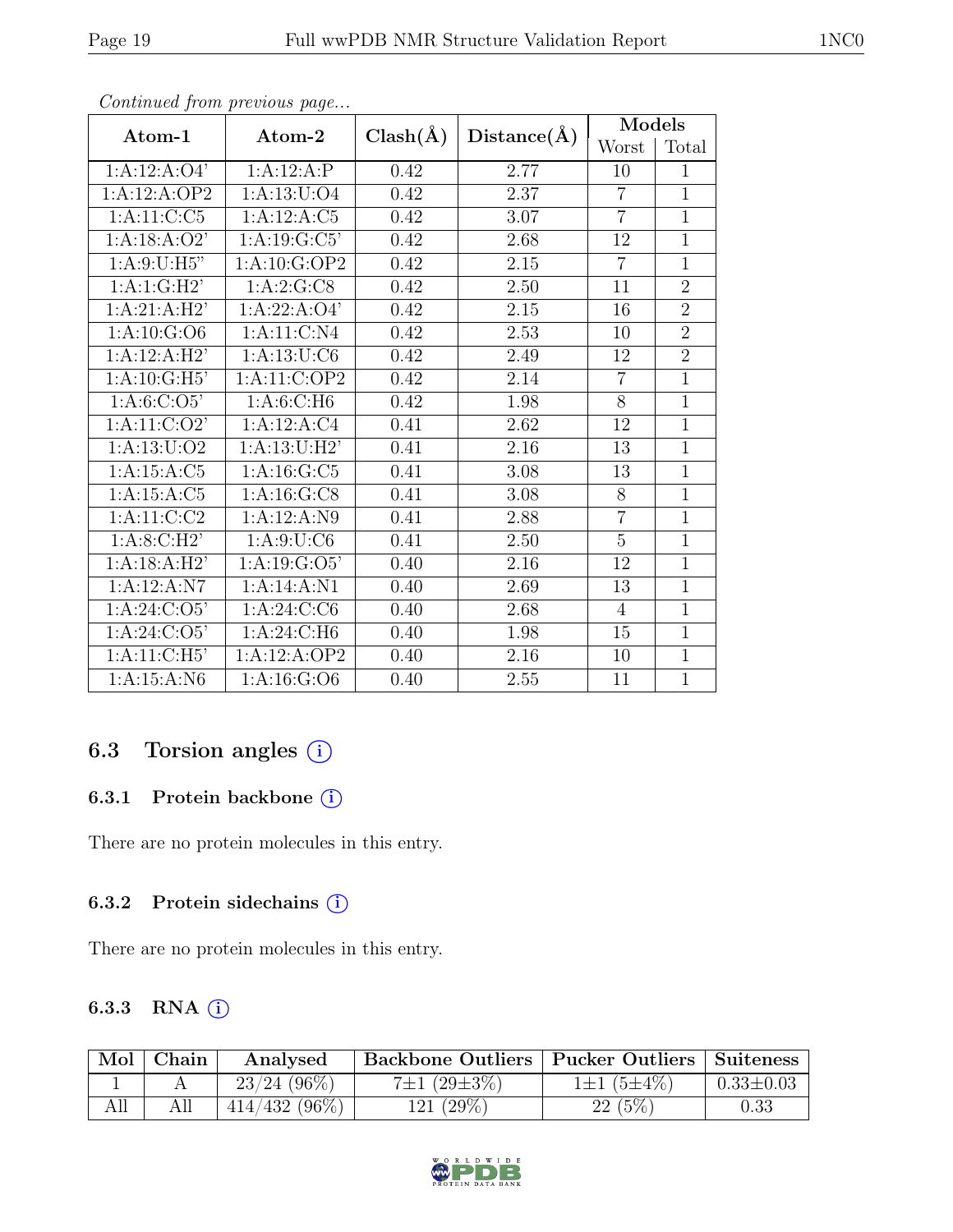*Continued from previous page...*

| Atom-1 | Atom-2 | Clash(Å) | Distance(Å) | Models | |
|---|---|---|---|---|---|
| | | | | Worst | Total |
| 1:A:12:A:O4' | 1:A:12:A:P | 0.42 | 2.77 | 10 | 1 |
| 1:A:12:A:OP2 | 1:A:13:U:O4 | 0.42 | 2.37 | 7 | 1 |
| 1:A:11:C:C5 | 1:A:12:A:C5 | 0.42 | 3.07 | 7 | 1 |
| 1:A:18:A:O2' | 1:A:19:G:C5' | 0.42 | 2.68 | 12 | 1 |
| 1:A:9:U:H5" | 1:A:10:G:OP2 | 0.42 | 2.15 | 7 | 1 |
| 1:A:1:G:H2' | 1:A:2:G:C8 | 0.42 | 2.50 | 11 | 2 |
| 1:A:21:A:H2' | 1:A:22:A:O4' | 0.42 | 2.15 | 16 | 2 |
| 1:A:10:G:O6 | 1:A:11:C:N4 | 0.42 | 2.53 | 10 | 2 |
| 1:A:12:A:H2' | 1:A:13:U:C6 | 0.42 | 2.49 | 12 | 2 |
| 1:A:10:G:H5' | 1:A:11:C:OP2 | 0.42 | 2.14 | 7 | 1 |
| 1:A:6:C:O5' | 1:A:6:C:H6 | 0.42 | 1.98 | 8 | 1 |
| 1:A:11:C:O2' | 1:A:12:A:C4 | 0.41 | 2.62 | 12 | 1 |
| 1:A:13:U:O2 | 1:A:13:U:H2' | 0.41 | 2.16 | 13 | 1 |
| 1:A:15:A:C5 | 1:A:16:G:C5 | 0.41 | 3.08 | 13 | 1 |
| 1:A:15:A:C5 | 1:A:16:G:C8 | 0.41 | 3.08 | 8 | 1 |
| 1:A:11:C:C2 | 1:A:12:A:N9 | 0.41 | 2.88 | 7 | 1 |
| 1:A:8:C:H2' | 1:A:9:U:C6 | 0.41 | 2.50 | 5 | 1 |
| 1:A:18:A:H2' | 1:A:19:G:O5' | 0.40 | 2.16 | 12 | 1 |
| 1:A:12:A:N7 | 1:A:14:A:N1 | 0.40 | 2.69 | 13 | 1 |
| 1:A:24:C:O5' | 1:A:24:C:C6 | 0.40 | 2.68 | 4 | 1 |
| 1:A:24:C:O5' | 1:A:24:C:H6 | 0.40 | 1.98 | 15 | 1 |
| 1:A:11:C:H5' | 1:A:12:A:OP2 | 0.40 | 2.16 | 10 | 1 |
| 1:A:15:A:N6 | 1:A:16:G:O6 | 0.40 | 2.55 | 11 | 1 |

## 6.3 Torsion angles (i)

### 6.3.1 Protein backbone (i)

There are no protein molecules in this entry.

### 6.3.2 Protein sidechains (i)

There are no protein molecules in this entry.

### 6.3.3 RNA (i)

| Mol | Chain | Analysed | Backbone Outliers | Pucker Outliers | Suiteness |
|---|---|---|---|---|---|
| 1 | A | 23/24 (96%) | 7±1 (29±3%) | 1±1 (5±4%) | 0.33±0.03 |
| All | All | 414/432 (96%) | 121 (29%) | 22 (5%) | 0.33 |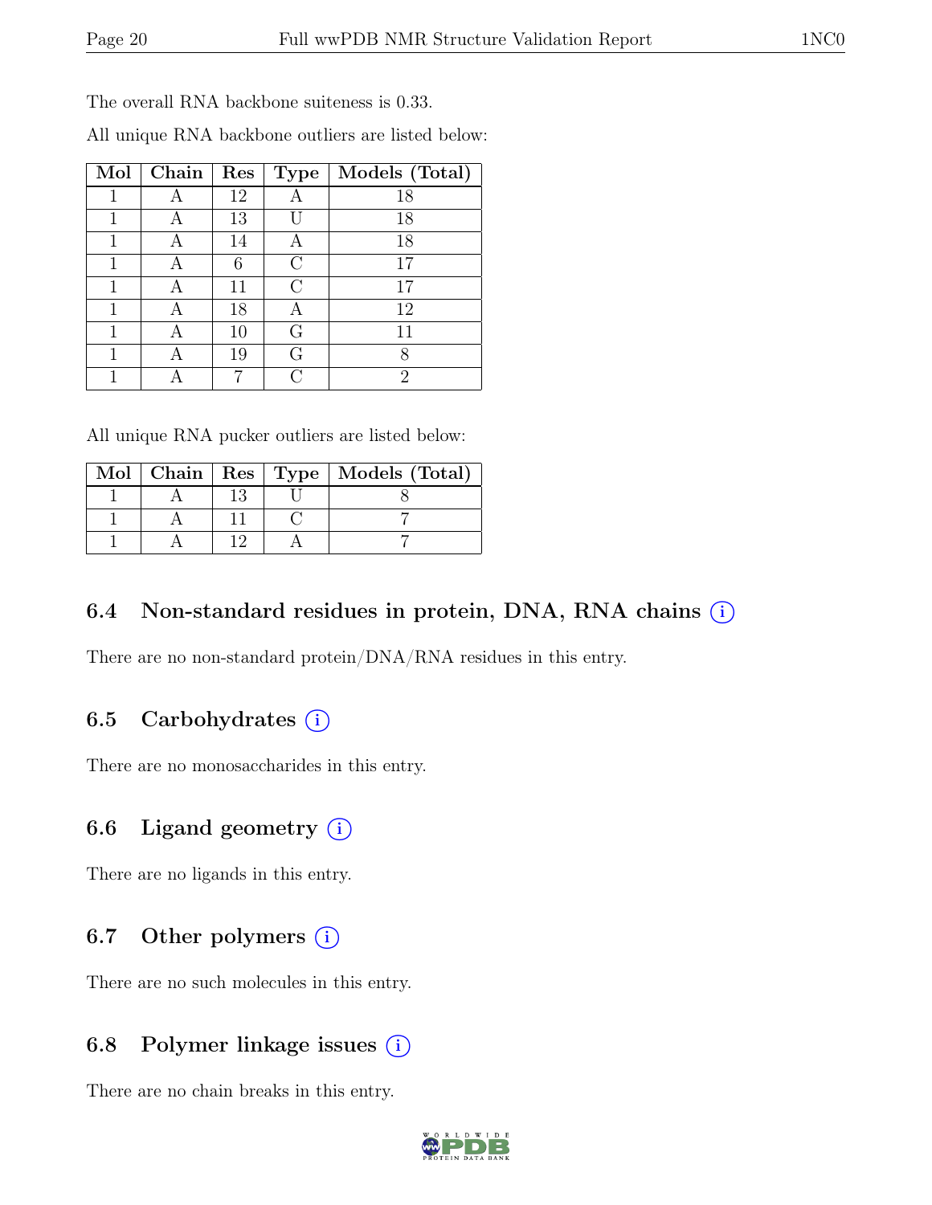The overall RNA backbone suiteness is 0.33.

All unique RNA backbone outliers are listed below:

| Mol | Chain | Res | Type | Models (Total) |
|---|---|---|---|---|
| 1 | A | 12 | A | 18 |
| 1 | A | 13 | U | 18 |
| 1 | A | 14 | A | 18 |
| 1 | A | 6 | C | 17 |
| 1 | A | 11 | C | 17 |
| 1 | A | 18 | A | 12 |
| 1 | A | 10 | G | 11 |
| 1 | A | 19 | G | 8 |
| 1 | A | 7 | C | 2 |

All unique RNA pucker outliers are listed below:

| Mol | Chain | Res | Type | Models (Total) |
|---|---|---|---|---|
| 1 | A | 13 | U | 8 |
| 1 | A | 11 | C | 7 |
| 1 | A | 12 | A | 7 |

### 6.4 Non-standard residues in protein, DNA, RNA chains (i)

There are no non-standard protein/DNA/RNA residues in this entry.

### 6.5 Carbohydrates (i)

There are no monosaccharides in this entry.

### 6.6 Ligand geometry (i)

There are no ligands in this entry.

### 6.7 Other polymers (i)

There are no such molecules in this entry.

### 6.8 Polymer linkage issues (i)

There are no chain breaks in this entry.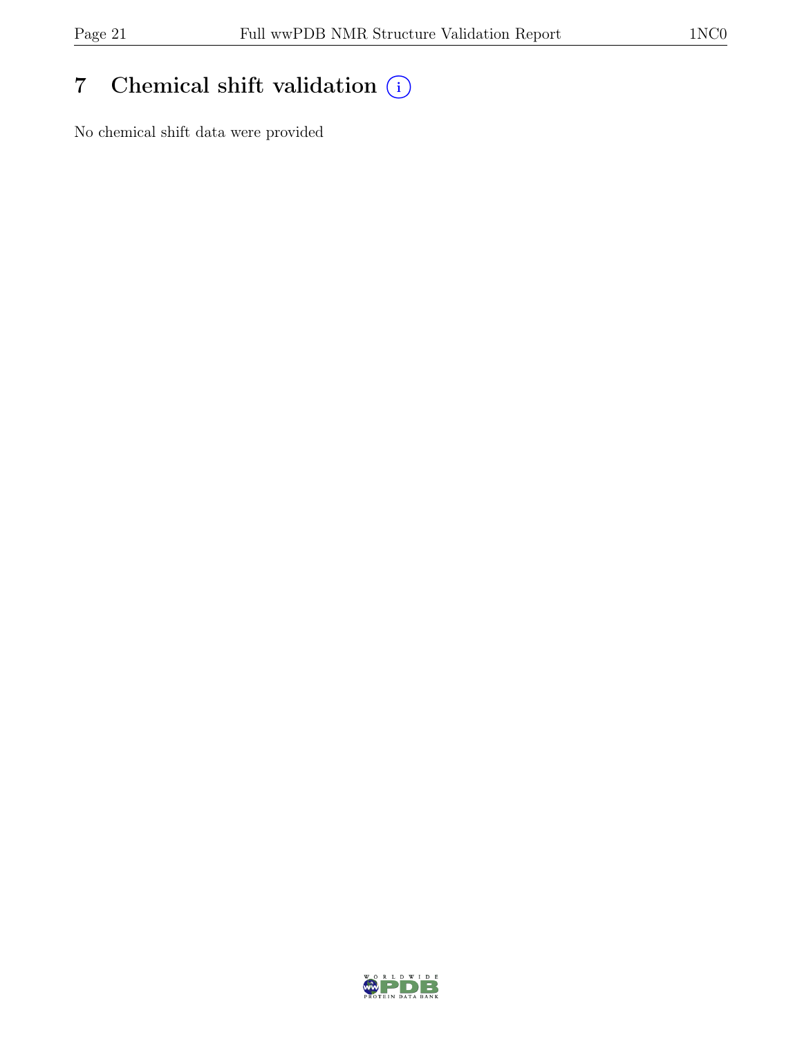# 7 Chemical shift validation

No chemical shift data were provided